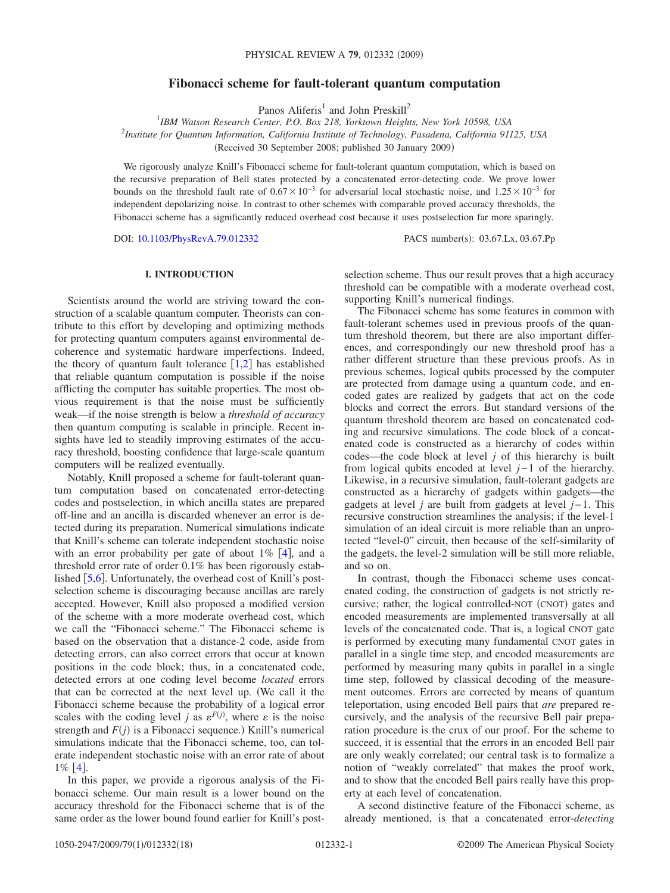# Fibonacci scheme for fault-tolerant quantum computation

Panos Aliferis[1] and John Preskill[2]

[1]*IBM Watson Research Center, P.O. Box 218, Yorktown Heights, New York 10598, USA*

[2]*Institute for Quantum Information, California Institute of Technology, Pasadena, California 91125, USA*

(Received 30 September 2008; published 30 January 2009)

We rigorously analyze Knill's Fibonacci scheme for fault-tolerant quantum computation, which is based on the recursive preparation of Bell states protected by a concatenated error-detecting code. We prove lower bounds on the threshold fault rate of $0.67\times10^{-3}$ for adversarial local stochastic noise, and $1.25\times10^{-3}$ for independent depolarizing noise. In contrast to other schemes with comparable proved accuracy thresholds, the Fibonacci scheme has a significantly reduced overhead cost because it uses postselection far more sparingly.

DOI: 10.1103/PhysRevA.79.012332 PACS number(s): 03.67.Lx, 03.67.Pp

## I. INTRODUCTION

Scientists around the world are striving toward the construction of a scalable quantum computer. Theorists can contribute to this effort by developing and optimizing methods for protecting quantum computers against environmental decoherence and systematic hardware imperfections. Indeed, the theory of quantum fault tolerance [1,2] has established that reliable quantum computation is possible if the noise afflicting the computer has suitable properties. The most obvious requirement is that the noise must be sufficiently weak—if the noise strength is below a *threshold of accuracy* then quantum computing is scalable in principle. Recent insights have led to steadily improving estimates of the accuracy threshold, boosting confidence that large-scale quantum computers will be realized eventually.

Notably, Knill proposed a scheme for fault-tolerant quantum computation based on concatenated error-detecting codes and postselection, in which ancilla states are prepared off-line and an ancilla is discarded whenever an error is detected during its preparation. Numerical simulations indicate that Knill's scheme can tolerate independent stochastic noise with an error probability per gate of about 1% [4], and a threshold error rate of order 0.1% has been rigorously established [5,6]. Unfortunately, the overhead cost of Knill's postselection scheme is discouraging because ancillas are rarely accepted. However, Knill also proposed a modified version of the scheme with a more moderate overhead cost, which we call the "Fibonacci scheme." The Fibonacci scheme is based on the observation that a distance-2 code, aside from detecting errors, can also correct errors that occur at known positions in the code block; thus, in a concatenated code, detected errors at one coding level become *located* errors that can be corrected at the next level up. (We call it the Fibonacci scheme because the probability of a logical error scales with the coding level $j$ as $\varepsilon^{F(j)}$, where $\varepsilon$ is the noise strength and $F(j)$ is a Fibonacci sequence.) Knill's numerical simulations indicate that the Fibonacci scheme, too, can tolerate independent stochastic noise with an error rate of about 1% [4].

In this paper, we provide a rigorous analysis of the Fibonacci scheme. Our main result is a lower bound on the accuracy threshold for the Fibonacci scheme that is of the same order as the lower bound found earlier for Knill's postselection scheme. Thus our result proves that a high accuracy threshold can be compatible with a moderate overhead cost, supporting Knill's numerical findings.

The Fibonacci scheme has some features in common with fault-tolerant schemes used in previous proofs of the quantum threshold theorem, but there are also important differences, and correspondingly our new threshold proof has a rather different structure than these previous proofs. As in previous schemes, logical qubits processed by the computer are protected from damage using a quantum code, and encoded gates are realized by gadgets that act on the code blocks and correct the errors. But standard versions of the quantum threshold theorem are based on concatenated coding and recursive simulations. The code block of a concatenated code is constructed as a hierarchy of codes within codes—the code block at level $j$ of this hierarchy is built from logical qubits encoded at level $j-1$ of the hierarchy. Likewise, in a recursive simulation, fault-tolerant gadgets are constructed as a hierarchy of gadgets within gadgets—the gadgets at level $j$ are built from gadgets at level $j-1$. This recursive construction streamlines the analysis; if the level-1 simulation of an ideal circuit is more reliable than an unprotected "level-0" circuit, then because of the self-similarity of the gadgets, the level-2 simulation will be still more reliable, and so on.

In contrast, though the Fibonacci scheme uses concatenated coding, the construction of gadgets is not strictly recursive; rather, the logical controlled-NOT (CNOT) gates and encoded measurements are implemented transversally at all levels of the concatenated code. That is, a logical CNOT gate is performed by executing many fundamental CNOT gates in parallel in a single time step, and encoded measurements are performed by measuring many qubits in parallel in a single time step, followed by classical decoding of the measurement outcomes. Errors are corrected by means of quantum teleportation, using encoded Bell pairs that *are* prepared recursively, and the analysis of the recursive Bell pair preparation procedure is the crux of our proof. For the scheme to succeed, it is essential that the errors in an encoded Bell pair are only weakly correlated; our central task is to formalize a notion of "weakly correlated" that makes the proof work, and to show that the encoded Bell pairs really have this property at each level of concatenation.

A second distinctive feature of the Fibonacci scheme, as already mentioned, is that a concatenated error-*detecting*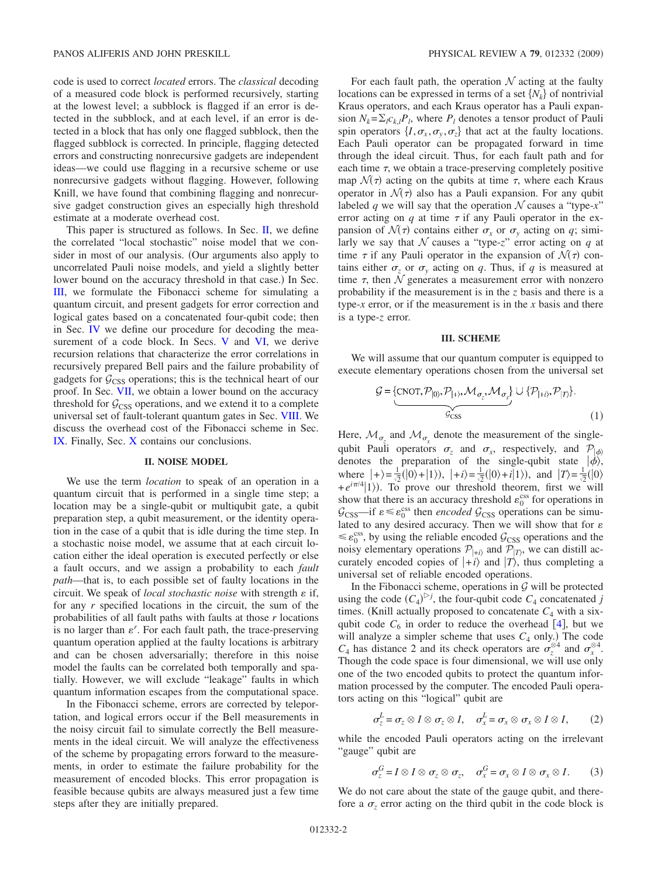code is used to correct *located* errors. The *classical* decoding of a measured code block is performed recursively, starting at the lowest level; a subblock is flagged if an error is detected in the subblock, and at each level, if an error is detected in a block that has only one flagged subblock, then the flagged subblock is corrected. In principle, flagging detected errors and constructing nonrecursive gadgets are independent ideas—we could use flagging in a recursive scheme or use nonrecursive gadgets without flagging. However, following Knill, we have found that combining flagging and nonrecursive gadget construction gives an especially high threshold estimate at a moderate overhead cost.

This paper is structured as follows. In Sec. II, we define the correlated "local stochastic" noise model that we consider in most of our analysis. (Our arguments also apply to uncorrelated Pauli noise models, and yield a slightly better lower bound on the accuracy threshold in that case.) In Sec. III, we formulate the Fibonacci scheme for simulating a quantum circuit, and present gadgets for error correction and logical gates based on a concatenated four-qubit code; then in Sec. IV we define our procedure for decoding the measurement of a code block. In Secs. V and VI, we derive recursion relations that characterize the error correlations in recursively prepared Bell pairs and the failure probability of gadgets for $\mathcal{G}_{\rm CSS}$ operations; this is the technical heart of our proof. In Sec. VII, we obtain a lower bound on the accuracy threshold for $\mathcal{G}_{\rm CSS}$ operations, and we extend it to a complete universal set of fault-tolerant quantum gates in Sec. VIII. We discuss the overhead cost of the Fibonacci scheme in Sec. IX. Finally, Sec. X contains our conclusions.

## II. NOISE MODEL

We use the term *location* to speak of an operation in a quantum circuit that is performed in a single time step; a location may be a single-qubit or multiqubit gate, a qubit preparation step, a qubit measurement, or the identity operation in the case of a qubit that is idle during the time step. In a stochastic noise model, we assume that at each circuit location either the ideal operation is executed perfectly or else a fault occurs, and we assign a probability to each *fault path*—that is, to each possible set of faulty locations in the circuit. We speak of *local stochastic noise* with strength $\varepsilon$ if, for any $r$ specified locations in the circuit, the sum of the probabilities of all fault paths with faults at those $r$ locations is no larger than $\varepsilon^r$. For each fault path, the trace-preserving quantum operation applied at the faulty locations is arbitrary and can be chosen adversarially; therefore in this noise model the faults can be correlated both temporally and spatially. However, we will exclude "leakage" faults in which quantum information escapes from the computational space.

In the Fibonacci scheme, errors are corrected by teleportation, and logical errors occur if the Bell measurements in the noisy circuit fail to simulate correctly the Bell measurements in the ideal circuit. We will analyze the effectiveness of the scheme by propagating errors forward to the measurements, in order to estimate the failure probability for the measurement of encoded blocks. This error propagation is feasible because qubits are always measured just a few time steps after they are initially prepared.

For each fault path, the operation $\mathcal{N}$ acting at the faulty locations can be expressed in terms of a set $\{N_k\}$ of nontrivial Kraus operators, and each Kraus operator has a Pauli expansion $N_k = \Sigma_l c_{k,l} P_l$, where $P_l$ denotes a tensor product of Pauli spin operators $\{I, \sigma_x, \sigma_y, \sigma_z\}$ that act at the faulty locations. Each Pauli operator can be propagated forward in time through the ideal circuit. Thus, for each fault path and for each time $\tau$, we obtain a trace-preserving completely positive map $\mathcal{N}(\tau)$ acting on the qubits at time $\tau$, where each Kraus operator in $\mathcal{N}(\tau)$ also has a Pauli expansion. For any qubit labeled $q$ we will say that the operation $\mathcal{N}$ causes a "type-$x$" error acting on $q$ at time $\tau$ if any Pauli operator in the expansion of $\mathcal{N}(\tau)$ contains either $\sigma_x$ or $\sigma_y$ acting on $q$; similarly we say that $\mathcal{N}$ causes a "type-$z$" error acting on $q$ at time $\tau$ if any Pauli operator in the expansion of $\mathcal{N}(\tau)$ contains either $\sigma_z$ or $\sigma_y$ acting on $q$. Thus, if $q$ is measured at time $\tau$, then $\mathcal{N}$ generates a measurement error with nonzero probability if the measurement is in the $z$ basis and there is a type-$x$ error, or if the measurement is in the $x$ basis and there is a type-$z$ error.

## III. SCHEME

We will assume that our quantum computer is equipped to execute elementary operations chosen from the universal set

$$
\mathcal{G} = \underbrace{\{\text{CNOT}, \mathcal{P}_{|0\rangle}, \mathcal{P}_{|+\rangle}, \mathcal{M}_{\sigma_z}, \mathcal{M}_{\sigma_x}\}}_{\mathcal{G}_{\rm CSS}} \cup \{\mathcal{P}_{|+i\rangle}, \mathcal{P}_{|T\rangle}\}. \tag{1}
$$

Here, $\mathcal{M}_{\sigma_z}$ and $\mathcal{M}_{\sigma_x}$ denote the measurement of the single-qubit Pauli operators $\sigma_z$ and $\sigma_x$, respectively, and $\mathcal{P}_{|\phi\rangle}$ denotes the preparation of the single-qubit state $|\phi\rangle$, where $|+\rangle = \frac{1}{\sqrt{2}}(|0\rangle + |1\rangle)$, $|+i\rangle = \frac{1}{\sqrt{2}}(|0\rangle + i|1\rangle)$, and $|T\rangle = \frac{1}{\sqrt{2}}(|0\rangle + e^{i\pi/4}|1\rangle)$. To prove our threshold theorem, first we will show that there is an accuracy threshold $\varepsilon_0^{\rm css}$ for operations in $\mathcal{G}_{\rm CSS}$—if $\varepsilon \le \varepsilon_0^{\rm css}$ then *encoded* $\mathcal{G}_{\rm CSS}$ operations can be simulated to any desired accuracy. Then we will show that for $\varepsilon \le \varepsilon_0^{\rm css}$, by using the reliable encoded $\mathcal{G}_{\rm CSS}$ operations and the noisy elementary operations $\mathcal{P}_{|+i\rangle}$ and $\mathcal{P}_{|T\rangle}$, we can distill accurately encoded copies of $|+i\rangle$ and $|T\rangle$, thus completing a universal set of reliable encoded operations.

In the Fibonacci scheme, operations in $\mathcal{G}$ will be protected using the code $(C_4)^{\triangleright j}$, the four-qubit code $C_4$ concatenated $j$ times. (Knill actually proposed to concatenate $C_4$ with a six-qubit code $C_6$ in order to reduce the overhead [4], but we will analyze a simpler scheme that uses $C_4$ only.) The code $C_4$ has distance 2 and its check operators are $\sigma_z^{\otimes 4}$ and $\sigma_x^{\otimes 4}$. Though the code space is four dimensional, we will use only one of the two encoded qubits to protect the quantum information processed by the computer. The encoded Pauli operators acting on this "logical" qubit are

$$
\sigma_z^L = \sigma_z \otimes I \otimes \sigma_z \otimes I, \quad \sigma_x^L = \sigma_x \otimes \sigma_x \otimes I \otimes I, \tag{2}
$$

while the encoded Pauli operators acting on the irrelevant "gauge" qubit are

$$
\sigma_z^G = I \otimes I \otimes \sigma_z \otimes \sigma_z, \quad \sigma_x^G = \sigma_x \otimes I \otimes \sigma_x \otimes I. \tag{3}
$$

We do not care about the state of the gauge qubit, and therefore a $\sigma_z$ error acting on the third qubit in the code block is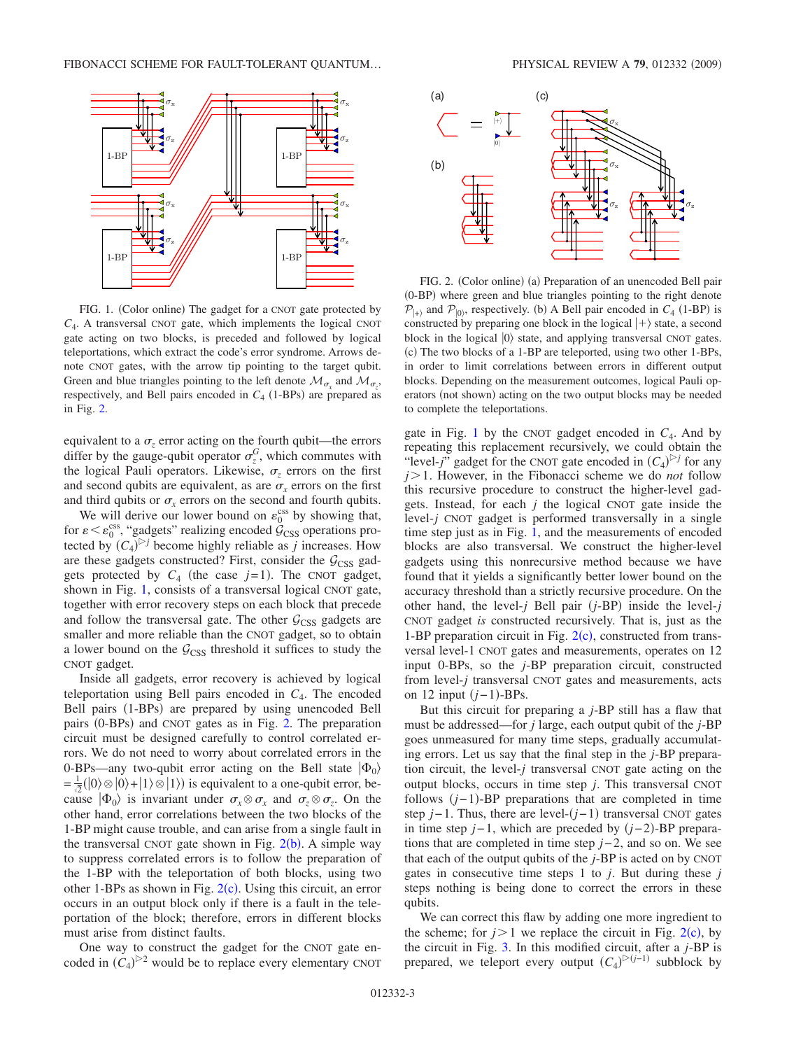FIG. 1. (Color online) The gadget for a CNOT gate protected by $C_4$. A transversal CNOT gate, which implements the logical CNOT gate acting on two blocks, is preceded and followed by logical teleportations, which extract the code's error syndrome. Arrows denote CNOT gates, with the arrow tip pointing to the target qubit. Green and blue triangles pointing to the left denote $\mathcal{M}_{\sigma_x}$ and $\mathcal{M}_{\sigma_z}$, respectively, and Bell pairs encoded in $C_4$ (1-BPs) are prepared as in Fig. 2.

FIG. 2. (Color online) (a) Preparation of an unencoded Bell pair (0-BP) where green and blue triangles pointing to the right denote $\mathcal{P}_{|+\rangle}$ and $\mathcal{P}_{|0\rangle}$, respectively. (b) A Bell pair encoded in $C_4$ (1-BP) is constructed by preparing one block in the logical $|+\rangle$ state, a second block in the logical $|0\rangle$ state, and applying transversal CNOT gates. (c) The two blocks of a 1-BP are teleported, using two other 1-BPs, in order to limit correlations between errors in different output blocks. Depending on the measurement outcomes, logical Pauli operators (not shown) acting on the two output blocks may be needed to complete the teleportations.

equivalent to a $\sigma_z$ error acting on the fourth qubit—the errors differ by the gauge-qubit operator $\sigma_z^G$, which commutes with the logical Pauli operators. Likewise, $\sigma_z$ errors on the first and second qubits are equivalent, as are $\sigma_x$ errors on the first and third qubits or $\sigma_x$ errors on the second and fourth qubits.

We will derive our lower bound on $\varepsilon_0^{\text{css}}$ by showing that, for $\varepsilon < \varepsilon_0^{\text{css}}$, "gadgets" realizing encoded $\mathcal{G}_{\text{CSS}}$ operations protected by $(C_4)^{\triangleright j}$ become highly reliable as $j$ increases. How are these gadgets constructed? First, consider the $\mathcal{G}_{\text{CSS}}$ gadgets protected by $C_4$ (the case $j=1$). The CNOT gadget, shown in Fig. 1, consists of a transversal logical CNOT gate, together with error recovery steps on each block that precede and follow the transversal gate. The other $\mathcal{G}_{\text{CSS}}$ gadgets are smaller and more reliable than the CNOT gadget, so to obtain a lower bound on the $\mathcal{G}_{\text{CSS}}$ threshold it suffices to study the CNOT gadget.

Inside all gadgets, error recovery is achieved by logical teleportation using Bell pairs encoded in $C_4$. The encoded Bell pairs (1-BPs) are prepared by using unencoded Bell pairs (0-BPs) and CNOT gates as in Fig. 2. The preparation circuit must be designed carefully to control correlated errors. We do not need to worry about correlated errors in the 0-BPs—any two-qubit error acting on the Bell state $|\Phi_0\rangle = \frac{1}{\sqrt{2}}(|0\rangle \otimes |0\rangle + |1\rangle \otimes |1\rangle)$ is equivalent to a one-qubit error, because $|\Phi_0\rangle$ is invariant under $\sigma_x \otimes \sigma_x$ and $\sigma_z \otimes \sigma_z$. On the other hand, error correlations between the two blocks of the 1-BP might cause trouble, and can arise from a single fault in the transversal CNOT gate shown in Fig. 2(b). A simple way to suppress correlated errors is to follow the preparation of the 1-BP with the teleportation of both blocks, using two other 1-BPs as shown in Fig. 2(c). Using this circuit, an error occurs in an output block only if there is a fault in the teleportation of the block; therefore, errors in different blocks must arise from distinct faults.

One way to construct the gadget for the CNOT gate encoded in $(C_4)^{\triangleright 2}$ would be to replace every elementary CNOT gate in Fig. 1 by the CNOT gadget encoded in $C_4$. And by repeating this replacement recursively, we could obtain the "level-$j$" gadget for the CNOT gate encoded in $(C_4)^{\triangleright j}$ for any $j>1$. However, in the Fibonacci scheme we do *not* follow this recursive procedure to construct the higher-level gadgets. Instead, for each $j$ the logical CNOT gate inside the level-$j$ CNOT gadget is performed transversally in a single time step just as in Fig. 1, and the measurements of encoded blocks are also transversal. We construct the higher-level gadgets using this nonrecursive method because we have found that it yields a significantly better lower bound on the accuracy threshold than a strictly recursive procedure. On the other hand, the level-$j$ Bell pair ($j$-BP) inside the level-$j$ CNOT gadget *is* constructed recursively. That is, just as the 1-BP preparation circuit in Fig. 2(c), constructed from transversal level-1 CNOT gates and measurements, operates on 12 input 0-BPs, so the $j$-BP preparation circuit, constructed from level-$j$ transversal CNOT gates and measurements, acts on 12 input $(j-1)$-BPs.

But this circuit for preparing a $j$-BP still has a flaw that must be addressed—for $j$ large, each output qubit of the $j$-BP goes unmeasured for many time steps, gradually accumulating errors. Let us say that the final step in the $j$-BP preparation circuit, the level-$j$ transversal CNOT gate acting on the output blocks, occurs in time step $j$. This transversal CNOT follows $(j-1)$-BP preparations that are completed in time step $j-1$. Thus, there are level-$(j-1)$ transversal CNOT gates in time step $j-1$, which are preceded by $(j-2)$-BP preparations that are completed in time step $j-2$, and so on. We see that each of the output qubits of the $j$-BP is acted on by CNOT gates in consecutive time steps 1 to $j$. But during these $j$ steps nothing is being done to correct the errors in these qubits.

We can correct this flaw by adding one more ingredient to the scheme; for $j>1$ we replace the circuit in Fig. 2(c), by the circuit in Fig. 3. In this modified circuit, after a $j$-BP is prepared, we teleport every output $(C_4)^{\triangleright(j-1)}$ subblock by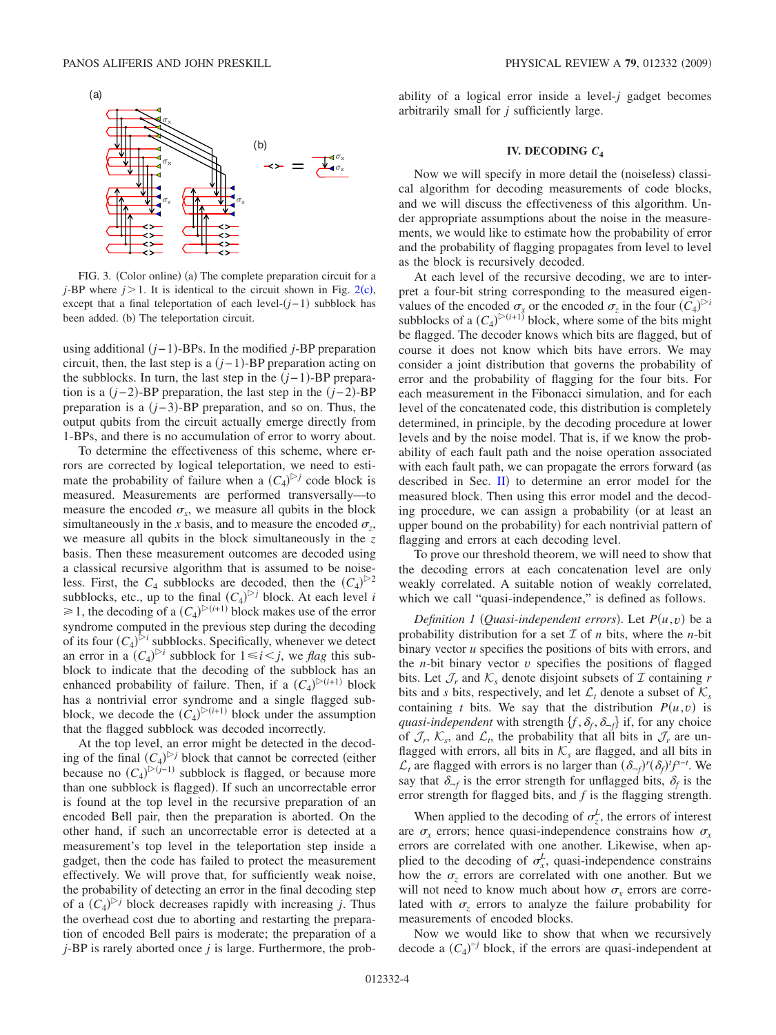FIG. 3. (Color online) (a) The complete preparation circuit for a $j$-BP where $j>1$. It is identical to the circuit shown in Fig. 2(c), except that a final teleportation of each level-$(j-1)$ subblock has been added. (b) The teleportation circuit.

using additional $(j-1)$-BPs. In the modified $j$-BP preparation circuit, then, the last step is a $(j-1)$-BP preparation acting on the subblocks. In turn, the last step in the $(j-1)$-BP preparation is a $(j-2)$-BP preparation, the last step in the $(j-2)$-BP preparation is a $(j-3)$-BP preparation, and so on. Thus, the output qubits from the circuit actually emerge directly from 1-BPs, and there is no accumulation of error to worry about.

To determine the effectiveness of this scheme, where errors are corrected by logical teleportation, we need to estimate the probability of failure when a $(C_4)^{\triangleright j}$ code block is measured. Measurements are performed transversally—to measure the encoded $\sigma_x$, we measure all qubits in the block simultaneously in the $x$ basis, and to measure the encoded $\sigma_z$, we measure all qubits in the block simultaneously in the $z$ basis. Then these measurement outcomes are decoded using a classical recursive algorithm that is assumed to be noiseless. First, the $C_4$ subblocks are decoded, then the $(C_4)^{\triangleright 2}$ subblocks, etc., up to the final $(C_4)^{\triangleright j}$ block. At each level $i \geq 1$, the decoding of a $(C_4)^{\triangleright(i+1)}$ block makes use of the error syndrome computed in the previous step during the decoding of its four $(C_4)^{\triangleright i}$ subblocks. Specifically, whenever we detect an error in a $(C_4)^{\triangleright i}$ subblock for $1 \leq i < j$, we *flag* this subblock to indicate that the decoding of the subblock has an enhanced probability of failure. Then, if a $(C_4)^{\triangleright(i+1)}$ block has a nontrivial error syndrome and a single flagged subblock, we decode the $(C_4)^{\triangleright(i+1)}$ block under the assumption that the flagged subblock was decoded incorrectly.

At the top level, an error might be detected in the decoding of the final $(C_4)^{\triangleright j}$ block that cannot be corrected (either because no $(C_4)^{\triangleright(j-1)}$ subblock is flagged, or because more than one subblock is flagged). If such an uncorrectable error is found at the top level in the recursive preparation of an encoded Bell pair, then the preparation is aborted. On the other hand, if such an uncorrectable error is detected at a measurement's top level in the teleportation step inside a gadget, then the code has failed to protect the measurement effectively. We will prove that, for sufficiently weak noise, the probability of detecting an error in the final decoding step of a $(C_4)^{\triangleright j}$ block decreases rapidly with increasing $j$. Thus the overhead cost due to aborting and restarting the preparation of encoded Bell pairs is moderate; the preparation of a $j$-BP is rarely aborted once $j$ is large. Furthermore, the probability of a logical error inside a level-$j$ gadget becomes arbitrarily small for $j$ sufficiently large.

## IV. DECODING $C_4$

Now we will specify in more detail the (noiseless) classical algorithm for decoding measurements of code blocks, and we will discuss the effectiveness of this algorithm. Under appropriate assumptions about the noise in the measurements, we would like to estimate how the probability of error and the probability of flagging propagates from level to level as the block is recursively decoded.

At each level of the recursive decoding, we are to interpret a four-bit string corresponding to the measured eigenvalues of the encoded $\sigma_x$ or the encoded $\sigma_z$ in the four $(C_4)^{\triangleright i}$ subblocks of a $(C_4)^{\triangleright(i+1)}$ block, where some of the bits might be flagged. The decoder knows which bits are flagged, but of course it does not know which bits have errors. We may consider a joint distribution that governs the probability of error and the probability of flagging for the four bits. For each measurement in the Fibonacci simulation, and for each level of the concatenated code, this distribution is completely determined, in principle, by the decoding procedure at lower levels and by the noise model. That is, if we know the probability of each fault path and the noise operation associated with each fault path, we can propagate the errors forward (as described in Sec. II) to determine an error model for the measured block. Then using this error model and the decoding procedure, we can assign a probability (or at least an upper bound on the probability) for each nontrivial pattern of flagging and errors at each decoding level.

To prove our threshold theorem, we will need to show that the decoding errors at each concatenation level are only weakly correlated. A suitable notion of weakly correlated, which we call "quasi-independence," is defined as follows.

*Definition 1* (*Quasi-independent errors*). Let $P(u,v)$ be a probability distribution for a set $\mathcal{I}$ of $n$ bits, where the $n$-bit binary vector $u$ specifies the positions of bits with errors, and the $n$-bit binary vector $v$ specifies the positions of flagged bits. Let $\mathcal{J}_r$ and $\mathcal{K}_s$ denote disjoint subsets of $\mathcal{I}$ containing $r$ bits and $s$ bits, respectively, and let $\mathcal{L}_t$ denote a subset of $\mathcal{K}_s$ containing $t$ bits. We say that the distribution $P(u,v)$ is *quasi-independent* with strength $\{f, \delta_f, \delta_{\neg f}\}$ if, for any choice of $\mathcal{J}_r$, $\mathcal{K}_s$, and $\mathcal{L}_t$, the probability that all bits in $\mathcal{J}_r$ are unflagged with errors, all bits in $\mathcal{K}_s$ are flagged, and all bits in $\mathcal{L}_t$ are flagged with errors is no larger than $(\delta_{\neg f})^r(\delta_f)^t f^{s-t}$. We say that $\delta_{\neg f}$ is the error strength for unflagged bits, $\delta_f$ is the error strength for flagged bits, and $f$ is the flagging strength.

When applied to the decoding of $\sigma_z^L$, the errors of interest are $\sigma_x$ errors; hence quasi-independence constrains how $\sigma_x$ errors are correlated with one another. Likewise, when applied to the decoding of $\sigma_x^L$, quasi-independence constrains how the $\sigma_z$ errors are correlated with one another. But we will not need to know much about how $\sigma_x$ errors are correlated with $\sigma_z$ errors to analyze the failure probability for measurements of encoded blocks.

Now we would like to show that when we recursively decode a $(C_4)^{\triangleright j}$ block, if the errors are quasi-independent at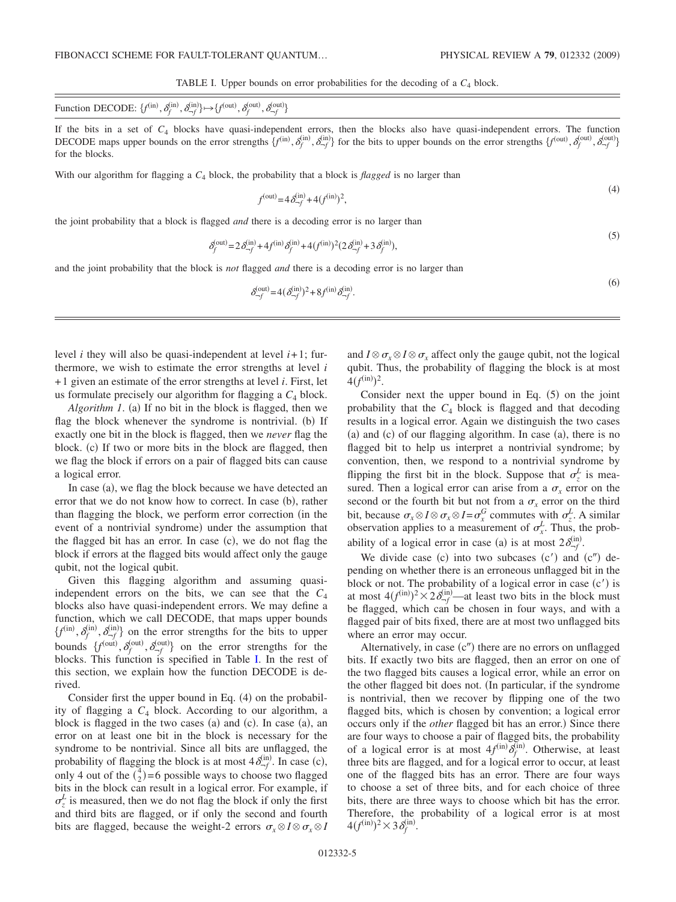TABLE I. Upper bounds on error probabilities for the decoding of a $C_4$ block.

Function DECODE: $\{f^{(\mathrm{in})}, \delta_f^{(\mathrm{in})}, \delta_{\neg f}^{(\mathrm{in})}\} \mapsto \{f^{(\mathrm{out})}, \delta_f^{(\mathrm{out})}, \delta_{\neg f}^{(\mathrm{out})}\}$

If the bits in a set of $C_4$ blocks have quasi-independent errors, then the blocks also have quasi-independent errors. The function DECODE maps upper bounds on the error strengths $\{f^{(\mathrm{in})}, \delta_f^{(\mathrm{in})}, \delta_{\neg f}^{(\mathrm{in})}\}$ for the bits to upper bounds on the error strengths $\{f^{(\mathrm{out})}, \delta_f^{(\mathrm{out})}, \delta_{\neg f}^{(\mathrm{out})}\}$ for the blocks.

With our algorithm for flagging a $C_4$ block, the probability that a block is *flagged* is no larger than

$$f^{(\mathrm{out})} = 4\delta_{\neg f}^{(\mathrm{in})} + 4(f^{(\mathrm{in})})^2, \tag{4}$$

the joint probability that a block is flagged *and* there is a decoding error is no larger than

$$\delta_f^{(\mathrm{out})} = 2\delta_{\neg f}^{(\mathrm{in})} + 4f^{(\mathrm{in})}\delta_f^{(\mathrm{in})} + 4(f^{(\mathrm{in})})^2(2\delta_{\neg f}^{(\mathrm{in})} + 3\delta_f^{(\mathrm{in})}), \tag{5}$$

and the joint probability that the block is *not* flagged *and* there is a decoding error is no larger than

$$\delta_{\neg f}^{(\mathrm{out})} = 4(\delta_{\neg f}^{(\mathrm{in})})^2 + 8f^{(\mathrm{in})}\delta_{\neg f}^{(\mathrm{in})}. \tag{6}$$

level $i$ they will also be quasi-independent at level $i+1$; furthermore, we wish to estimate the error strengths at level $i+1$ given an estimate of the error strengths at level $i$. First, let us formulate precisely our algorithm for flagging a $C_4$ block.

*Algorithm 1*. (a) If no bit in the block is flagged, then we flag the block whenever the syndrome is nontrivial. (b) If exactly one bit in the block is flagged, then we *never* flag the block. (c) If two or more bits in the block are flagged, then we flag the block if errors on a pair of flagged bits can cause a logical error.

In case (a), we flag the block because we have detected an error that we do not know how to correct. In case (b), rather than flagging the block, we perform error correction (in the event of a nontrivial syndrome) under the assumption that the flagged bit has an error. In case (c), we do not flag the block if errors at the flagged bits would affect only the gauge qubit, not the logical qubit.

Given this flagging algorithm and assuming quasi-independent errors on the bits, we can see that the $C_4$ blocks also have quasi-independent errors. We may define a function, which we call DECODE, that maps upper bounds $\{f^{(\mathrm{in})}, \delta_f^{(\mathrm{in})}, \delta_{\neg f}^{(\mathrm{in})}\}$ on the error strengths for the bits to upper bounds $\{f^{(\mathrm{out})}, \delta_f^{(\mathrm{out})}, \delta_{\neg f}^{(\mathrm{out})}\}$ on the error strengths for the blocks. This function is specified in Table I. In the rest of this section, we explain how the function DECODE is derived.

Consider first the upper bound in Eq. (4) on the probability of flagging a $C_4$ block. According to our algorithm, a block is flagged in the two cases (a) and (c). In case (a), an error on at least one bit in the block is necessary for the syndrome to be nontrivial. Since all bits are unflagged, the probability of flagging the block is at most $4\delta_{\neg f}^{(\mathrm{in})}$. In case (c), only 4 out of the $\binom{4}{2}=6$ possible ways to choose two flagged bits in the block can result in a logical error. For example, if $\sigma_z^L$ is measured, then we do not flag the block if only the first and third bits are flagged, or if only the second and fourth bits are flagged, because the weight-2 errors $\sigma_x \otimes I \otimes \sigma_x \otimes I$ and $I \otimes \sigma_x \otimes I \otimes \sigma_x$ affect only the gauge qubit, not the logical qubit. Thus, the probability of flagging the block is at most $4(f^{(\mathrm{in})})^2$.

Consider next the upper bound in Eq. (5) on the joint probability that the $C_4$ block is flagged and that decoding results in a logical error. Again we distinguish the two cases (a) and (c) of our flagging algorithm. In case (a), there is no flagged bit to help us interpret a nontrivial syndrome; by convention, then, we respond to a nontrivial syndrome by flipping the first bit in the block. Suppose that $\sigma_z^L$ is measured. Then a logical error can arise from a $\sigma_x$ error on the second or the fourth bit but not from a $\sigma_x$ error on the third bit, because $\sigma_x \otimes I \otimes \sigma_x \otimes I = \sigma_x^G$ commutes with $\sigma_z^L$. A similar observation applies to a measurement of $\sigma_x^L$. Thus, the probability of a logical error in case (a) is at most $2\delta_{\neg f}^{(\mathrm{in})}$.

We divide case (c) into two subcases (c′) and (c″) depending on whether there is an erroneous unflagged bit in the block or not. The probability of a logical error in case (c′) is at most $4(f^{(\mathrm{in})})^2 \times 2\delta_{\neg f}^{(\mathrm{in})}$—at least two bits in the block must be flagged, which can be chosen in four ways, and with a flagged pair of bits fixed, there are at most two unflagged bits where an error may occur.

Alternatively, in case (c″) there are no errors on unflagged bits. If exactly two bits are flagged, then an error on one of the two flagged bits causes a logical error, while an error on the other flagged bit does not. (In particular, if the syndrome is nontrivial, then we recover by flipping one of the two flagged bits, which is chosen by convention; a logical error occurs only if the *other* flagged bit has an error.) Since there are four ways to choose a pair of flagged bits, the probability of a logical error is at most $4f^{(\mathrm{in})}\delta_f^{(\mathrm{in})}$. Otherwise, at least three bits are flagged, and for a logical error to occur, at least one of the flagged bits has an error. There are four ways to choose a set of three bits, and for each choice of three bits, there are three ways to choose which bit has the error. Therefore, the probability of a logical error is at most $4(f^{(\mathrm{in})})^2 \times 3\delta_f^{(\mathrm{in})}$.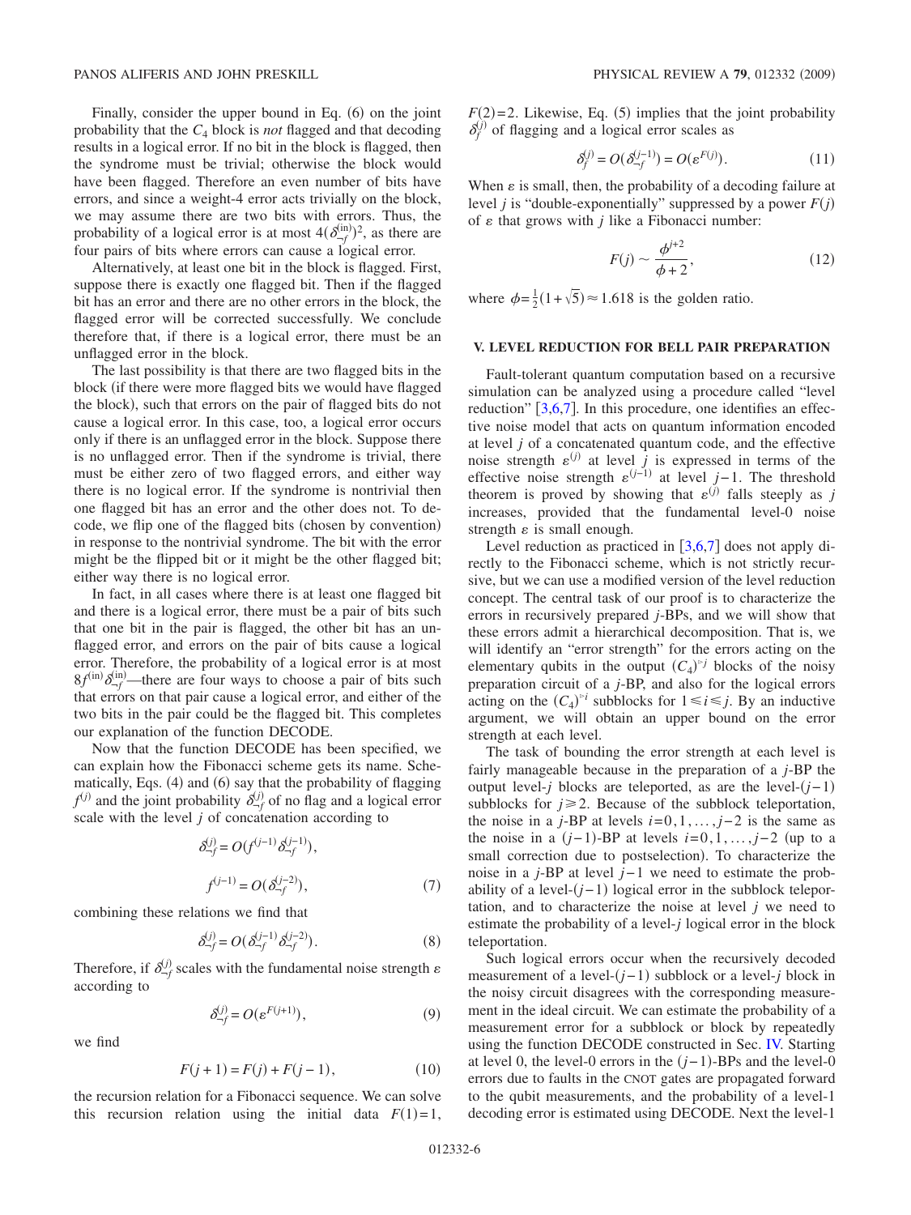Finally, consider the upper bound in Eq. (6) on the joint probability that the $C_4$ block is *not* flagged and that decoding results in a logical error. If no bit in the block is flagged, then the syndrome must be trivial; otherwise the block would have been flagged. Therefore an even number of bits have errors, and since a weight-4 error acts trivially on the block, we may assume there are two bits with errors. Thus, the probability of a logical error is at most $4(\delta_{\neg f}^{(\mathrm{in})})^2$, as there are four pairs of bits where errors can cause a logical error.

Alternatively, at least one bit in the block is flagged. First, suppose there is exactly one flagged bit. Then if the flagged bit has an error and there are no other errors in the block, the flagged error will be corrected successfully. We conclude therefore that, if there is a logical error, there must be an unflagged error in the block.

The last possibility is that there are two flagged bits in the block (if there were more flagged bits we would have flagged the block), such that errors on the pair of flagged bits do not cause a logical error. In this case, too, a logical error occurs only if there is an unflagged error in the block. Suppose there is no unflagged error. Then if the syndrome is trivial, there must be either zero of two flagged errors, and either way there is no logical error. If the syndrome is nontrivial then one flagged bit has an error and the other does not. To decode, we flip one of the flagged bits (chosen by convention) in response to the nontrivial syndrome. The bit with the error might be the flipped bit or it might be the other flagged bit; either way there is no logical error.

In fact, in all cases where there is at least one flagged bit and there is a logical error, there must be a pair of bits such that one bit in the pair is flagged, the other bit has an unflagged error, and errors on the pair of bits cause a logical error. Therefore, the probability of a logical error is at most $8f^{(\mathrm{in})}\delta_{\neg f}^{(\mathrm{in})}$—there are four ways to choose a pair of bits such that errors on that pair cause a logical error, and either of the two bits in the pair could be the flagged bit. This completes our explanation of the function DECODE.

Now that the function DECODE has been specified, we can explain how the Fibonacci scheme gets its name. Schematically, Eqs. (4) and (6) say that the probability of flagging $f^{(j)}$ and the joint probability $\delta_{\neg f}^{(j)}$ of no flag and a logical error scale with the level $j$ of concatenation according to

$$\delta_{\neg f}^{(j)} = O(f^{(j-1)}\delta_{\neg f}^{(j-1)}),$$

$$f^{(j-1)} = O(\delta_{\neg f}^{(j-2)}), \tag{7}$$

combining these relations we find that

$$\delta_{\neg f}^{(j)} = O(\delta_{\neg f}^{(j-1)}\delta_{\neg f}^{(j-2)}). \tag{8}$$

Therefore, if $\delta_{\neg f}^{(j)}$ scales with the fundamental noise strength $\varepsilon$ according to

$$\delta_{\neg f}^{(j)} = O(\varepsilon^{F(j+1)}), \tag{9}$$

we find

$$F(j+1) = F(j) + F(j-1), \tag{10}$$

the recursion relation for a Fibonacci sequence. We can solve this recursion relation using the initial data $F(1)=1$, $F(2)=2$. Likewise, Eq. (5) implies that the joint probability $\delta_f^{(j)}$ of flagging and a logical error scales as

$$\delta_f^{(j)} = O(\delta_{\neg f}^{(j-1)}) = O(\varepsilon^{F(j)}). \tag{11}$$

When $\varepsilon$ is small, then, the probability of a decoding failure at level $j$ is "double-exponentially" suppressed by a power $F(j)$ of $\varepsilon$ that grows with $j$ like a Fibonacci number:

$$F(j) \sim \frac{\phi^{j+2}}{\phi+2}, \tag{12}$$

where $\phi = \frac{1}{2}(1+\sqrt{5}) \approx 1.618$ is the golden ratio.

## V. LEVEL REDUCTION FOR BELL PAIR PREPARATION

Fault-tolerant quantum computation based on a recursive simulation can be analyzed using a procedure called "level reduction" [3,6,7]. In this procedure, one identifies an effective noise model that acts on quantum information encoded at level $j$ of a concatenated quantum code, and the effective noise strength $\varepsilon^{(j)}$ at level $j$ is expressed in terms of the effective noise strength $\varepsilon^{(j-1)}$ at level $j-1$. The threshold theorem is proved by showing that $\varepsilon^{(j)}$ falls steeply as $j$ increases, provided that the fundamental level-0 noise strength $\varepsilon$ is small enough.

Level reduction as practiced in [3,6,7] does not apply directly to the Fibonacci scheme, which is not strictly recursive, but we can use a modified version of the level reduction concept. The central task of our proof is to characterize the errors in recursively prepared $j$-BPs, and we will show that these errors admit a hierarchical decomposition. That is, we will identify an "error strength" for the errors acting on the elementary qubits in the output $(C_4)^{\triangleright j}$ blocks of the noisy preparation circuit of a $j$-BP, and also for the logical errors acting on the $(C_4)^{\triangleright i}$ subblocks for $1 \le i \le j$. By an inductive argument, we will obtain an upper bound on the error strength at each level.

The task of bounding the error strength at each level is fairly manageable because in the preparation of a $j$-BP the output level-$j$ blocks are teleported, as are the level-$(j-1)$ subblocks for $j \ge 2$. Because of the subblock teleportation, the noise in a $j$-BP at levels $i=0,1,\ldots,j-2$ is the same as the noise in a $(j-1)$-BP at levels $i=0,1,\ldots,j-2$ (up to a small correction due to postselection). To characterize the noise in a $j$-BP at level $j-1$ we need to estimate the probability of a level-$(j-1)$ logical error in the subblock teleportation, and to characterize the noise at level $j$ we need to estimate the probability of a level-$j$ logical error in the block teleportation.

Such logical errors occur when the recursively decoded measurement of a level-$(j-1)$ subblock or a level-$j$ block in the noisy circuit disagrees with the corresponding measurement in the ideal circuit. We can estimate the probability of a measurement error for a subblock or block by repeatedly using the function DECODE constructed in Sec. IV. Starting at level 0, the level-0 errors in the $(j-1)$-BPs and the level-0 errors due to faults in the CNOT gates are propagated forward to the qubit measurements, and the probability of a level-1 decoding error is estimated using DECODE. Next the level-1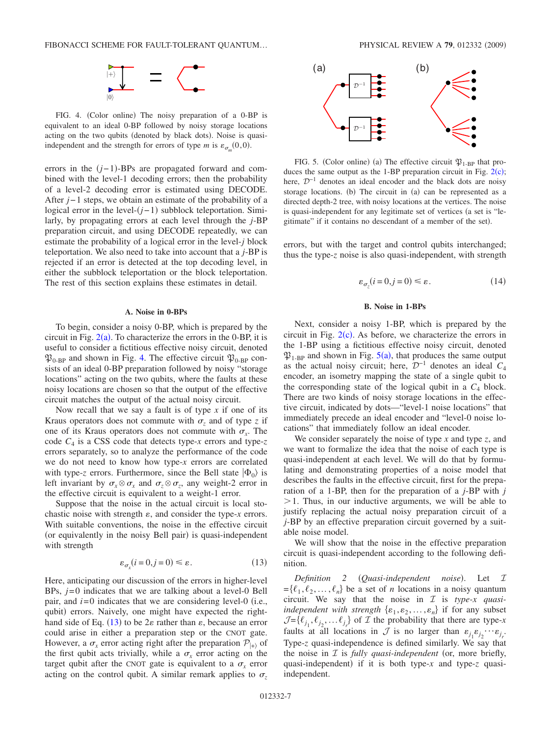FIG. 4. (Color online) The noisy preparation of a 0-BP is equivalent to an ideal 0-BP followed by noisy storage locations acting on the two qubits (denoted by black dots). Noise is quasi-independent and the strength for errors of type $m$ is $\varepsilon_{\sigma_m}(0,0)$.

errors in the $(j-1)$-BPs are propagated forward and combined with the level-1 decoding errors; then the probability of a level-2 decoding error is estimated using DECODE. After $j-1$ steps, we obtain an estimate of the probability of a logical error in the level-$(j-1)$ subblock teleportation. Similarly, by propagating errors at each level through the $j$-BP preparation circuit, and using DECODE repeatedly, we can estimate the probability of a logical error in the level-$j$ block teleportation. We also need to take into account that a $j$-BP is rejected if an error is detected at the top decoding level, in either the subblock teleportation or the block teleportation. The rest of this section explains these estimates in detail.

### A. Noise in 0-BPs

To begin, consider a noisy 0-BP, which is prepared by the circuit in Fig. 2(a). To characterize the errors in the 0-BP, it is useful to consider a fictitious effective noisy circuit, denoted $\mathfrak{P}_{0\text{-BP}}$ and shown in Fig. 4. The effective circuit $\mathfrak{P}_{0\text{-BP}}$ consists of an ideal 0-BP preparation followed by noisy "storage locations" acting on the two qubits, where the faults at these noisy locations are chosen so that the output of the effective circuit matches the output of the actual noisy circuit.

Now recall that we say a fault is of type $x$ if one of its Kraus operators does not commute with $\sigma_z$ and of type $z$ if one of its Kraus operators does not commute with $\sigma_x$. The code $C_4$ is a CSS code that detects type-$x$ errors and type-$z$ errors separately, so to analyze the performance of the code we do not need to know how type-$x$ errors are correlated with type-$z$ errors. Furthermore, since the Bell state $|\Phi_0\rangle$ is left invariant by $\sigma_x \otimes \sigma_x$ and $\sigma_z \otimes \sigma_z$, any weight-2 error in the effective circuit is equivalent to a weight-1 error.

Suppose that the noise in the actual circuit is local stochastic noise with strength $\varepsilon$, and consider the type-$x$ errors. With suitable conventions, the noise in the effective circuit (or equivalently in the noisy Bell pair) is quasi-independent with strength

$$\varepsilon_{\sigma_x}(i=0,j=0) \leq \varepsilon. \tag{13}$$

Here, anticipating our discussion of the errors in higher-level BPs, $j=0$ indicates that we are talking about a level-0 Bell pair, and $i=0$ indicates that we are considering level-0 (i.e., qubit) errors. Naively, one might have expected the right-hand side of Eq. (13) to be $2\varepsilon$ rather than $\varepsilon$, because an error could arise in either a preparation step or the CNOT gate. However, a $\sigma_x$ error acting right after the preparation $\mathcal{P}_{|+\rangle}$ of the first qubit acts trivially, while a $\sigma_x$ error acting on the target qubit after the CNOT gate is equivalent to a $\sigma_x$ error acting on the control qubit. A similar remark applies to $\sigma_z$ errors, but with the target and control qubits interchanged; thus the type-$z$ noise is also quasi-independent, with strength

$$\varepsilon_{\sigma_z}(i=0,j=0) \leq \varepsilon. \tag{14}$$

FIG. 5. (Color online) (a) The effective circuit $\mathfrak{P}_{1\text{-BP}}$ that produces the same output as the 1-BP preparation circuit in Fig. 2(c); here, $\mathcal{D}^{-1}$ denotes an ideal encoder and the black dots are noisy storage locations. (b) The circuit in (a) can be represented as a directed depth-2 tree, with noisy locations at the vertices. The noise is quasi-independent for any legitimate set of vertices (a set is "legitimate" if it contains no descendant of a member of the set).

### B. Noise in 1-BPs

Next, consider a noisy 1-BP, which is prepared by the circuit in Fig. 2(c). As before, we characterize the errors in the 1-BP using a fictitious effective noisy circuit, denoted $\mathfrak{P}_{1\text{-BP}}$ and shown in Fig. 5(a), that produces the same output as the actual noisy circuit; here, $\mathcal{D}^{-1}$ denotes an ideal $C_4$ encoder, an isometry mapping the state of a single qubit to the corresponding state of the logical qubit in a $C_4$ block. There are two kinds of noisy storage locations in the effective circuit, indicated by dots—"level-1 noise locations" that immediately precede an ideal encoder and "level-0 noise locations" that immediately follow an ideal encoder.

We consider separately the noise of type $x$ and type $z$, and we want to formalize the idea that the noise of each type is quasi-independent at each level. We will do that by formulating and demonstrating properties of a noise model that describes the faults in the effective circuit, first for the preparation of a 1-BP, then for the preparation of a $j$-BP with $j>1$. Thus, in our inductive arguments, we will be able to justify replacing the actual noisy circuit of a $j$-BP by an effective preparation circuit governed by a suitable noise model.

We will show that the noise in the effective preparation circuit is quasi-independent according to the following definition.

*Definition 2* (*Quasi-independent noise*). Let $\mathcal{I}=\{\ell_1,\ell_2,\ldots,\ell_n\}$ be a set of $n$ locations in a noisy quantum circuit. We say that the noise in $\mathcal{I}$ is *type-$x$ quasi-independent with strength* $\{\varepsilon_1,\varepsilon_2,\ldots,\varepsilon_n\}$ if for any subset $\mathcal{J}=\{\ell_{j_1},\ell_{j_2},\ldots\ell_{j_r}\}$ of $\mathcal{I}$ the probability that there are type-$x$ faults at all locations in $\mathcal{J}$ is no larger than $\varepsilon_{j_1}\varepsilon_{j_2}\cdots\varepsilon_{j_r}$. Type-$z$ quasi-independence is defined similarly. We say that the noise in $\mathcal{I}$ is *fully quasi-independent* (or, more briefly, quasi-independent) if it is both type-$x$ and type-$z$ quasi-independent.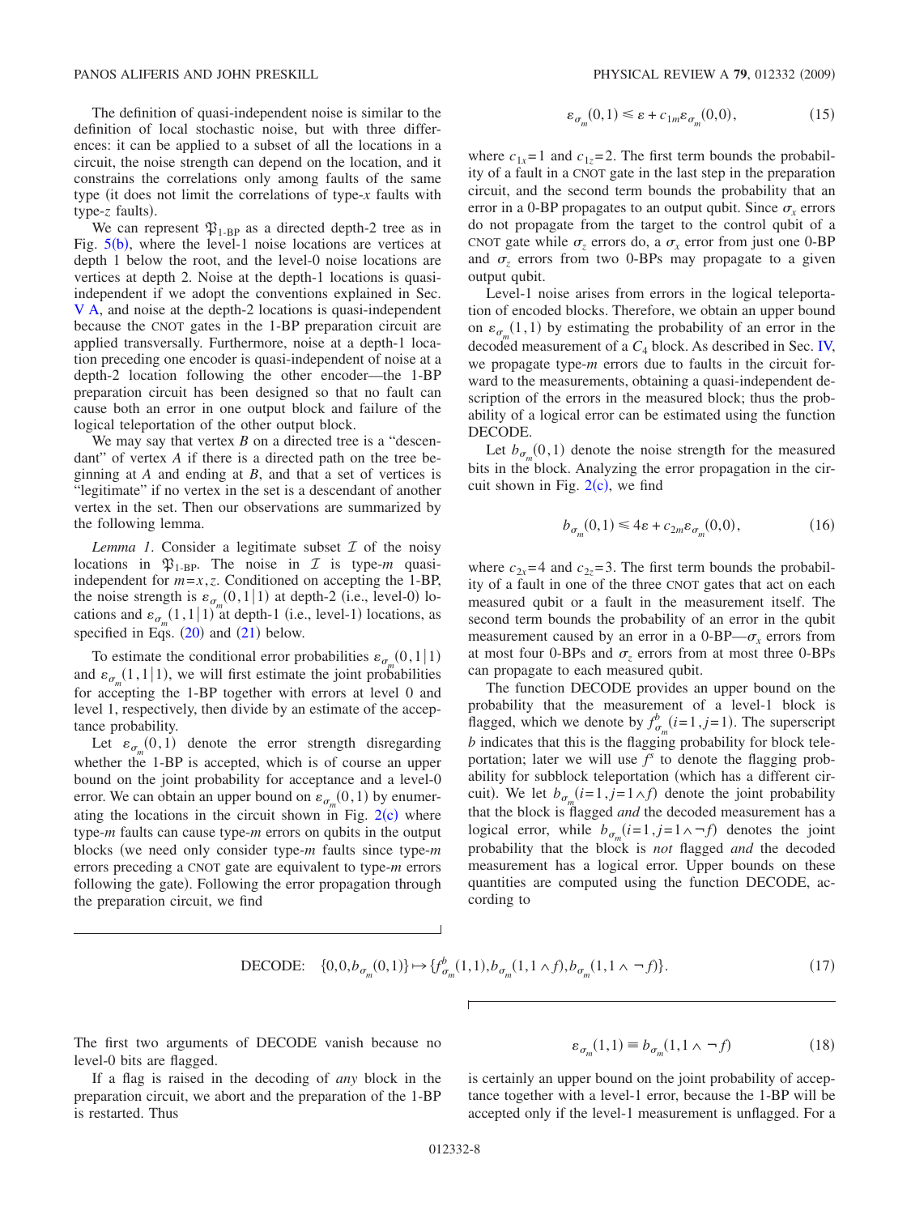The definition of quasi-independent noise is similar to the definition of local stochastic noise, but with three differences: it can be applied to a subset of all the locations in a circuit, the noise strength can depend on the location, and it constrains the correlations only among faults of the same type (it does not limit the correlations of type-$x$ faults with type-$z$ faults).

We can represent $\mathfrak{P}_{\text{1-BP}}$ as a directed depth-2 tree as in Fig. 5(b), where the level-1 noise locations are vertices at depth 1 below the root, and the level-0 noise locations are vertices at depth 2. Noise at the depth-1 locations is quasi-independent if we adopt the conventions explained in Sec. V A, and noise at the depth-2 locations is quasi-independent because the CNOT gates in the 1-BP preparation circuit are applied transversally. Furthermore, noise at a depth-1 location preceding one encoder is quasi-independent of noise at a depth-2 location following the other encoder—the 1-BP preparation circuit has been designed so that no fault can cause both an error in one output block and failure of the logical teleportation of the other output block.

We may say that vertex $B$ on a directed tree is a "descendant" of vertex $A$ if there is a directed path on the tree beginning at $A$ and ending at $B$, and that a set of vertices is "legitimate" if no vertex in the set is a descendant of another vertex in the set. Then our observations are summarized by the following lemma.

*Lemma 1*. Consider a legitimate subset $\mathcal{I}$ of the noisy locations in $\mathfrak{P}_{\text{1-BP}}$. The noise in $\mathcal{I}$ is type-$m$ quasi-independent for $m=x,z$. Conditioned on accepting the 1-BP, the noise strength is $\varepsilon_{\sigma_m}(0,1|1)$ at depth-2 (i.e., level-0) locations and $\varepsilon_{\sigma_m}(1,1|1)$ at depth-1 (i.e., level-1) locations, as specified in Eqs. (20) and (21) below.

To estimate the conditional error probabilities $\varepsilon_{\sigma_m}(0,1|1)$ and $\varepsilon_{\sigma_m}(1,1|1)$, we will first estimate the joint probabilities for accepting the 1-BP together with errors at level 0 and level 1, respectively, then divide by an estimate of the acceptance probability.

Let $\varepsilon_{\sigma_m}(0,1)$ denote the error strength disregarding whether the 1-BP is accepted, which is of course an upper bound on the joint probability for acceptance and a level-0 error. We can obtain an upper bound on $\varepsilon_{\sigma_m}(0,1)$ by enumerating the locations in the circuit shown in Fig. 2(c) where type-$m$ faults can cause type-$m$ errors on qubits in the output blocks (we need only consider type-$m$ faults since type-$m$ errors preceding a CNOT gate are equivalent to type-$m$ errors following the gate). Following the error propagation through the preparation circuit, we find

$$\varepsilon_{\sigma_m}(0,1) \leq \varepsilon + c_{1m}\varepsilon_{\sigma_m}(0,0), \tag{15}$$

where $c_{1x}=1$ and $c_{1z}=2$. The first term bounds the probability of a fault in a CNOT gate in the last step in the preparation circuit, and the second term bounds the probability that an error in a 0-BP propagates to an output qubit. Since $\sigma_x$ errors do not propagate from the target to the control qubit of a CNOT gate while $\sigma_z$ errors do, a $\sigma_x$ error from just one 0-BP and $\sigma_z$ errors from two 0-BPs may propagate to a given output qubit.

Level-1 noise arises from errors in the logical teleportation of encoded blocks. Therefore, we obtain an upper bound on $\varepsilon_{\sigma_m}(1,1)$ by estimating the probability of an error in the decoded measurement of a $C_4$ block. As described in Sec. IV, we propagate type-$m$ errors due to faults in the circuit forward to the measurements, obtaining a quasi-independent description of the errors in the measured block; thus the probability of a logical error can be estimated using the function DECODE.

Let $b_{\sigma_m}(0,1)$ denote the noise strength for the measured bits in the block. Analyzing the error propagation in the circuit shown in Fig. 2(c), we find

$$b_{\sigma_m}(0,1) \leq 4\varepsilon + c_{2m}\varepsilon_{\sigma_m}(0,0), \tag{16}$$

where $c_{2x}=4$ and $c_{2z}=3$. The first term bounds the probability of a fault in one of the three CNOT gates that act on each measured qubit or a fault in the measurement itself. The second term bounds the probability of an error in the qubit measurement caused by an error in a 0-BP—$\sigma_x$ errors from at most four 0-BPs and $\sigma_z$ errors from at most three 0-BPs can propagate to each measured qubit.

The function DECODE provides an upper bound on the probability that the measurement of a level-1 block is flagged, which we denote by $f^b_{\sigma_m}(i=1,j=1)$. The superscript $b$ indicates that this is the flagging probability for block teleportation; later we will use $f^s$ to denote the flagging probability for subblock teleportation (which has a different circuit). We let $b_{\sigma_m}(i=1,j=1\wedge f)$ denote the joint probability that the block is flagged *and* the decoded measurement has a logical error, while $b_{\sigma_m}(i=1,j=1\wedge\neg f)$ denotes the joint probability that the block is *not* flagged *and* the decoded measurement has a logical error. Upper bounds on these quantities are computed using the function DECODE, according to

$$\text{DECODE:}\quad \{0,0,b_{\sigma_m}(0,1)\} \mapsto \{f^b_{\sigma_m}(1,1), b_{\sigma_m}(1,1\wedge f), b_{\sigma_m}(1,1\wedge\neg f)\}. \tag{17}$$

The first two arguments of DECODE vanish because no level-0 bits are flagged.

If a flag is raised in the decoding of *any* block in the preparation circuit, we abort and the preparation of the 1-BP is restarted. Thus

$$\varepsilon_{\sigma_m}(1,1) \equiv b_{\sigma_m}(1,1\wedge\neg f) \tag{18}$$

is certainly an upper bound on the joint probability of acceptance together with a level-1 error, because the 1-BP will be accepted only if the level-1 measurement is unflagged. For a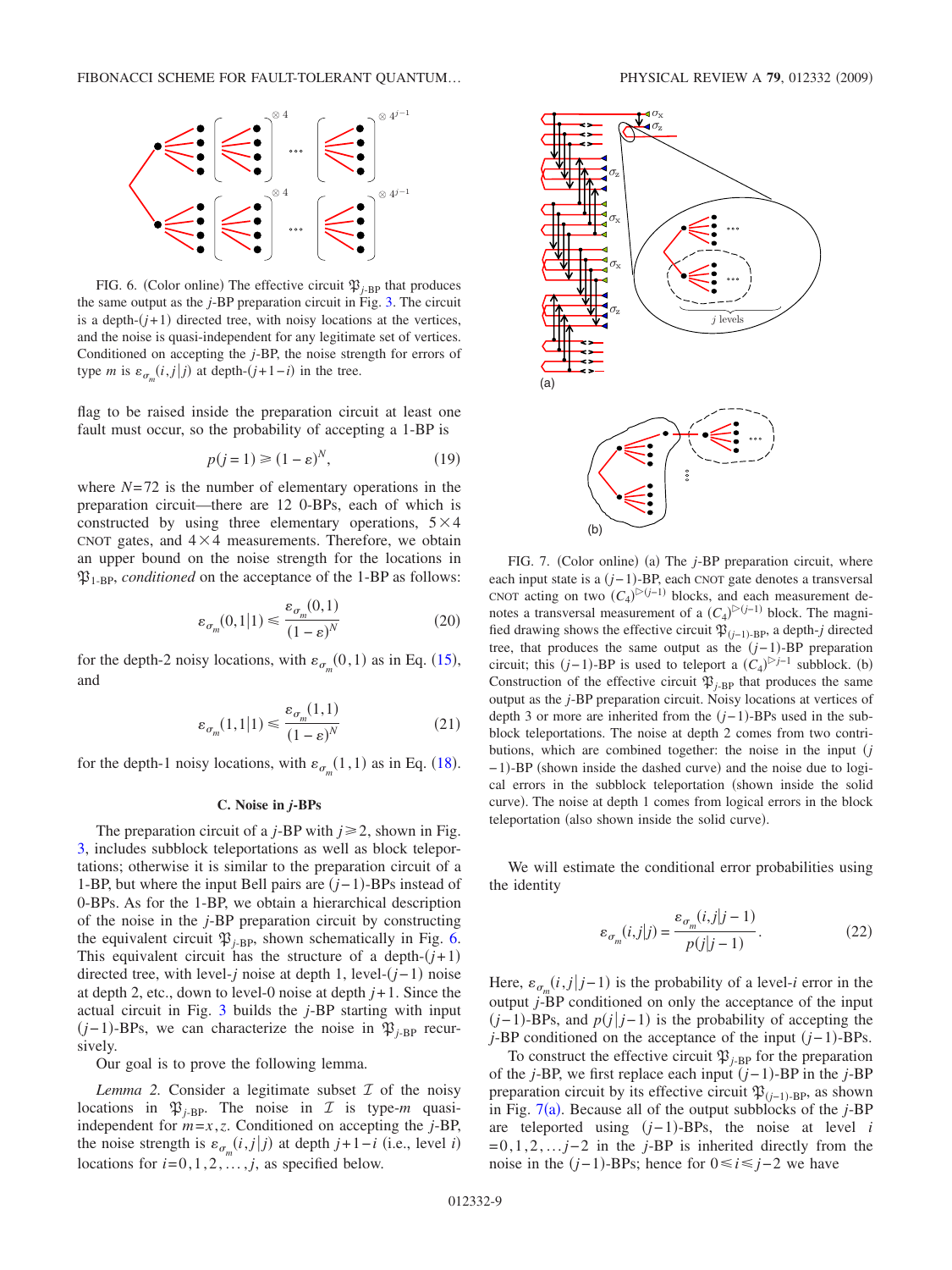FIG. 6. (Color online) The effective circuit $\mathfrak{P}_{j\text{-BP}}$ that produces the same output as the $j$-BP preparation circuit in Fig. 3. The circuit is a depth-$(j+1)$ directed tree, with noisy locations at the vertices, and the noise is quasi-independent for any legitimate set of vertices. Conditioned on accepting the $j$-BP, the noise strength for errors of type $m$ is $\varepsilon_{\sigma_m}(i,j|j)$ at depth-$(j+1-i)$ in the tree.

flag to be raised inside the preparation circuit at least one fault must occur, so the probability of accepting a 1-BP is

$$p(j=1) \geq (1-\varepsilon)^N, \tag{19}$$

where $N=72$ is the number of elementary operations in the preparation circuit—there are 12 0-BPs, each of which is constructed by using three elementary operations, $5\times 4$ CNOT gates, and $4\times 4$ measurements. Therefore, we obtain an upper bound on the noise strength for the locations in $\mathfrak{P}_{1\text{-BP}}$, *conditioned* on the acceptance of the 1-BP as follows:

$$\varepsilon_{\sigma_m}(0,1|1) \leq \frac{\varepsilon_{\sigma_m}(0,1)}{(1-\varepsilon)^N} \tag{20}$$

for the depth-2 noisy locations, with $\varepsilon_{\sigma_m}(0,1)$ as in Eq. (15), and

$$\varepsilon_{\sigma_m}(1,1|1) \leq \frac{\varepsilon_{\sigma_m}(1,1)}{(1-\varepsilon)^N} \tag{21}$$

for the depth-1 noisy locations, with $\varepsilon_{\sigma_m}(1,1)$ as in Eq. (18).

### C. Noise in $j$-BPs

The preparation circuit of a $j$-BP with $j\geq 2$, shown in Fig. 3, includes subblock teleportations as well as block teleportations; otherwise it is similar to the preparation circuit of a 1-BP, but where the input Bell pairs are $(j-1)$-BPs instead of 0-BPs. As for the 1-BP, we obtain a hierarchical description of the noise in the $j$-BP preparation circuit by constructing the equivalent circuit $\mathfrak{P}_{j\text{-BP}}$, shown schematically in Fig. 6. This equivalent circuit has the structure of a depth-$(j+1)$ directed tree, with level-$j$ noise at depth 1, level-$(j-1)$ noise at depth 2, etc., down to level-0 noise at depth $j+1$. Since the actual circuit in Fig. 3 builds the $j$-BP starting with input $(j-1)$-BPs, we can characterize the noise in $\mathfrak{P}_{j\text{-BP}}$ recursively.

Our goal is to prove the following lemma.

*Lemma 2.* Consider a legitimate subset $\mathcal{I}$ of the noisy locations in $\mathfrak{P}_{j\text{-BP}}$. The noise in $\mathcal{I}$ is type-$m$ quasi-independent for $m=x,z$. Conditioned on accepting the $j$-BP, the noise strength is $\varepsilon_{\sigma_m}(i,j|j)$ at depth $j+1-i$ (i.e., level $i$) locations for $i=0,1,2,\ldots,j$, as specified below.

FIG. 7. (Color online) (a) The $j$-BP preparation circuit, where each input state is a $(j-1)$-BP, each CNOT gate denotes a transversal CNOT acting on two $(C_4)^{\triangleright(j-1)}$ blocks, and each measurement denotes a transversal measurement of a $(C_4)^{\triangleright(j-1)}$ block. The magnified drawing shows the effective circuit $\mathfrak{P}_{(j-1)\text{-BP}}$, a depth-$j$ directed tree, that produces the same output as the $(j-1)$-BP preparation circuit; this $(j-1)$-BP is used to teleport a $(C_4)^{\triangleright j-1}$ subblock. (b) Construction of the effective circuit $\mathfrak{P}_{j\text{-BP}}$ that produces the same output as the $j$-BP preparation circuit. Noisy locations at vertices of depth 3 or more are inherited from the $(j-1)$-BPs used in the subblock teleportations. The noise at depth 2 comes from two contributions, which are combined together: the noise in the input $(j-1)$-BP (shown inside the dashed curve) and the noise due to logical errors in the subblock teleportation (shown inside the solid curve). The noise at depth 1 comes from logical errors in the block teleportation (also shown inside the solid curve).

We will estimate the conditional error probabilities using the identity

$$\varepsilon_{\sigma_m}(i,j|j) = \frac{\varepsilon_{\sigma_m}(i,j|j-1)}{p(j|j-1)}. \tag{22}$$

Here, $\varepsilon_{\sigma_m}(i,j|j-1)$ is the probability of a level-$i$ error in the output $j$-BP conditioned on only the acceptance of the input $(j-1)$-BPs, and $p(j|j-1)$ is the probability of accepting the $j$-BP conditioned on the acceptance of the input $(j-1)$-BPs.

To construct the effective circuit $\mathfrak{P}_{j\text{-BP}}$ for the preparation of the $j$-BP, we first replace each input $(j-1)$-BP in the $j$-BP preparation circuit by its effective circuit $\mathfrak{P}_{(j-1)\text{-BP}}$, as shown in Fig. 7(a). Because all of the output subblocks of the $j$-BP are teleported using $(j-1)$-BPs, the noise at level $i=0,1,2,\ldots j-2$ in the $j$-BP is inherited directly from the noise in the $(j-1)$-BPs; hence for $0\leq i\leq j-2$ we have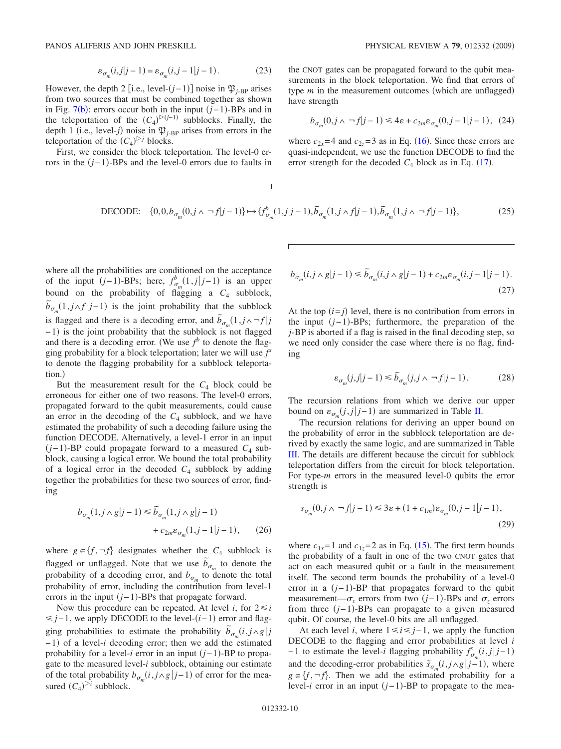$$\varepsilon_{\sigma_m}(i,j|j-1) = \varepsilon_{\sigma_m}(i,j-1|j-1). \tag{23}$$

However, the depth 2 [i.e., level-$(j-1)$] noise in $\mathfrak{P}_{j\text{-BP}}$ arises from two sources that must be combined together as shown in Fig. 7(b): errors occur both in the input $(j-1)$-BPs and in the teleportation of the $(C_4)^{\triangleright(j-1)}$ subblocks. Finally, the depth 1 (i.e., level-$j$) noise in $\mathfrak{P}_{j\text{-BP}}$ arises from errors in the teleportation of the $(C_4)^{\triangleright j}$ blocks.

First, we consider the block teleportation. The level-0 errors in the $(j-1)$-BPs and the level-0 errors due to faults in the CNOT gates can be propagated forward to the qubit measurements in the block teleportation. We find that errors of type $m$ in the measurement outcomes (which are unflagged) have strength

$$b_{\sigma_m}(0,j\wedge\neg f|j-1) \leq 4\varepsilon + c_{2m}\varepsilon_{\sigma_m}(0,j-1|j-1), \tag{24}$$

where $c_{2x}=4$ and $c_{2z}=3$ as in Eq. (16). Since these errors are quasi-independent, we use the function DECODE to find the error strength for the decoded $C_4$ block as in Eq. (17).

$$\text{DECODE:} \quad \{0,0,b_{\sigma_m}(0,j\wedge\neg f|j-1)\} \mapsto \{f^b_{\sigma_m}(1,j|j-1),\tilde{b}_{\sigma_m}(1,j\wedge f|j-1),\tilde{b}_{\sigma_m}(1,j\wedge\neg f|j-1)\}, \tag{25}$$

where all the probabilities are conditioned on the acceptance of the input $(j-1)$-BPs; here, $f^b_{\sigma_m}(1,j|j-1)$ is an upper bound on the probability of flagging a $C_4$ subblock, $\tilde{b}_{\sigma_m}(1,j\wedge f|j-1)$ is the joint probability that the subblock is flagged and there is a decoding error, and $\tilde{b}_{\sigma_m}(1,j\wedge\neg f|j-1)$ is the joint probability that the subblock is not flagged and there is a decoding error. (We use $f^b$ to denote the flagging probability for a block teleportation; later we will use $f^s$ to denote the flagging probability for a subblock teleportation.)

But the measurement result for the $C_4$ block could be erroneous for either one of two reasons. The level-0 errors, propagated forward to the qubit measurements, could cause an error in the decoding of the $C_4$ subblock, and we have estimated the probability of such a decoding failure using the function DECODE. Alternatively, a level-1 error in an input $(j-1)$-BP could propagate forward to a measured $C_4$ subblock, causing a logical error. We bound the total probability of a logical error in the decoded $C_4$ subblock by adding together the probabilities for these two sources of error, finding

$$b_{\sigma_m}(1,j\wedge g|j-1) \leq \tilde{b}_{\sigma_m}(1,j\wedge g|j-1) + c_{2m}\varepsilon_{\sigma_m}(1,j-1|j-1), \tag{26}$$

where $g\in\{f,\neg f\}$ designates whether the $C_4$ subblock is flagged or unflagged. Note that we use $\tilde{b}_{\sigma_m}$ to denote the probability of a decoding error, and $b_{\sigma_m}$ to denote the total probability of error, including the contribution from level-1 errors in the input $(j-1)$-BPs that propagate forward.

Now this procedure can be repeated. At level $i$, for $2\leq i\leq j-1$, we apply DECODE to the level-$(i-1)$ error and flagging probabilities to estimate the probability $\tilde{b}_{\sigma_m}(i,j\wedge g|j-1)$ of a level-$i$ decoding error; then we add the estimated probability for a level-$i$ error in an input $(j-1)$-BP to propagate to the measured level-$i$ subblock, obtaining our estimate of the total probability $b_{\sigma_m}(i,j\wedge g|j-1)$ of error for the measured $(C_4)^{\triangleright i}$ subblock.

$$b_{\sigma_m}(i,j\wedge g|j-1) \leq \tilde{b}_{\sigma_m}(i,j\wedge g|j-1) + c_{2m}\varepsilon_{\sigma_m}(i,j-1|j-1). \tag{27}$$

At the top $(i=j)$ level, there is no contribution from errors in the input $(j-1)$-BPs; furthermore, the preparation of the $j$-BP is aborted if a flag is raised in the final decoding step, so we need only consider the case where there is no flag, finding

$$\varepsilon_{\sigma_m}(j,j|j-1) \leq \tilde{b}_{\sigma_m}(j,j\wedge\neg f|j-1). \tag{28}$$

The recursion relations from which we derive our upper bound on $\varepsilon_{\sigma_m}(j,j|j-1)$ are summarized in Table II.

The recursion relations for deriving an upper bound on the probability of error in the subblock teleportation are derived by exactly the same logic, and are summarized in Table III. The details are different because the circuit for subblock teleportation differs from the circuit for block teleportation. For type-$m$ errors in the measured level-0 qubits the error strength is

$$s_{\sigma_m}(0,j\wedge\neg f|j-1) \leq 3\varepsilon + (1+c_{1m})\varepsilon_{\sigma_m}(0,j-1|j-1), \tag{29}$$

where $c_{1x}=1$ and $c_{1z}=2$ as in Eq. (15). The first term bounds the probability of a fault in one of the two CNOT gates that act on each measured qubit or a fault in the measurement itself. The second term bounds the probability of a level-0 error in a $(j-1)$-BP that propagates forward to the qubit measurement—$\sigma_x$ errors from two $(j-1)$-BPs and $\sigma_z$ errors from three $(j-1)$-BPs can propagate to a given measured qubit. Of course, the level-0 bits are all unflagged.

At each level $i$, where $1\leq i\leq j-1$, we apply the function DECODE to the flagging and error probabilities at level $i-1$ to estimate the level-$i$ flagging probability $f^s_{\sigma_m}(i,j|j-1)$ and the decoding-error probabilities $\tilde{s}_{\sigma_m}(i,j\wedge g|j-1)$, where $g\in\{f,\neg f\}$. Then we add the estimated probability for a level-$i$ error in an input $(j-1)$-BP to propagate to the mea-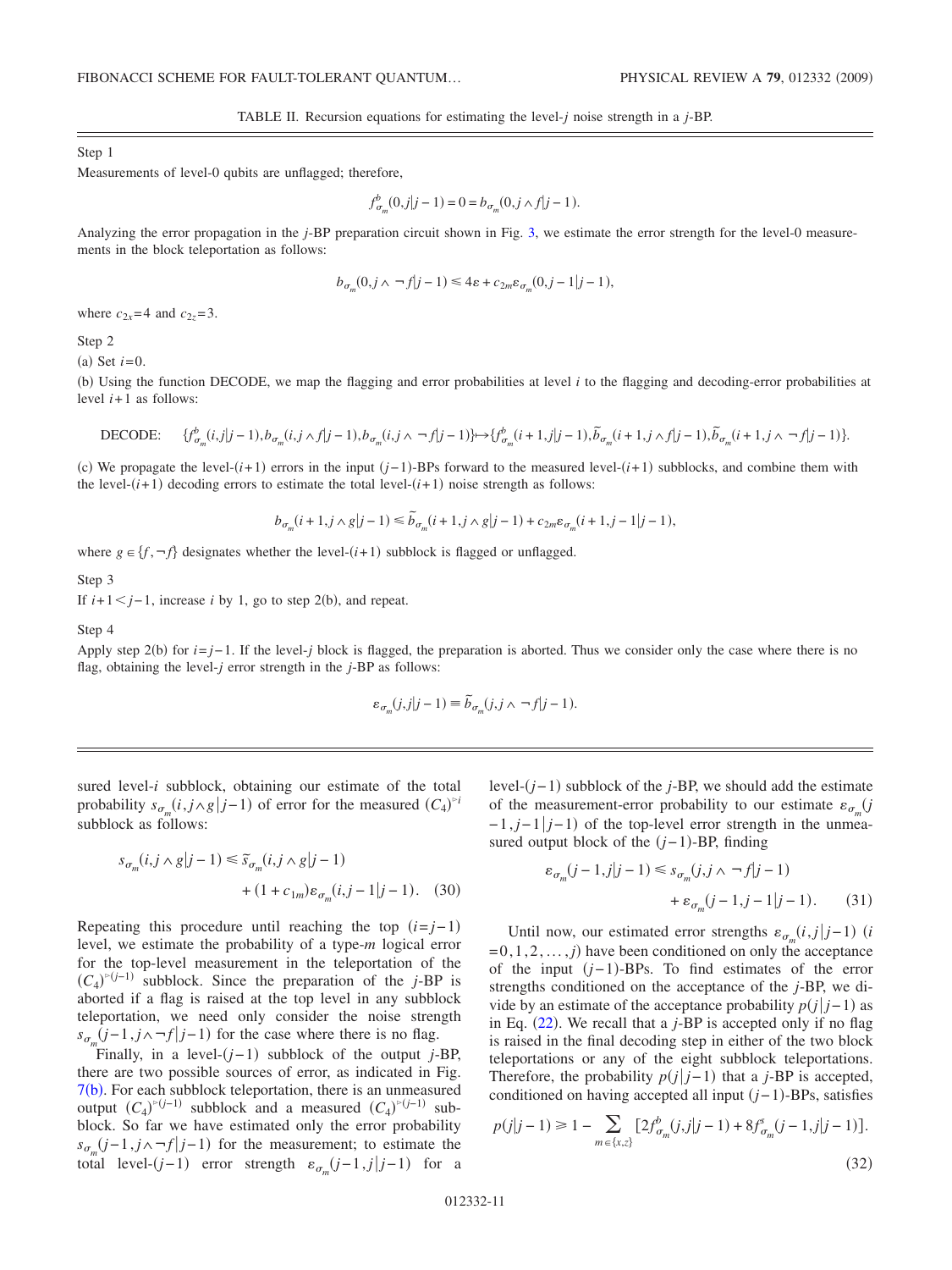TABLE II. Recursion equations for estimating the level-$j$ noise strength in a $j$-BP.

Step 1

Measurements of level-0 qubits are unflagged; therefore,

$$f^{b}_{\sigma_m}(0,j|j-1) = 0 = b_{\sigma_m}(0,j \wedge f|j-1).$$

Analyzing the error propagation in the $j$-BP preparation circuit shown in Fig. 3, we estimate the error strength for the level-0 measurements in the block teleportation as follows:

$$b_{\sigma_m}(0,j \wedge \neg f|j-1) \leqslant 4\varepsilon + c_{2m}\varepsilon_{\sigma_m}(0,j-1|j-1),$$

where $c_{2x}=4$ and $c_{2z}=3$.

Step 2

(a) Set $i=0$.

(b) Using the function DECODE, we map the flagging and error probabilities at level $i$ to the flagging and decoding-error probabilities at level $i+1$ as follows:

$$\text{DECODE:} \quad \{f^{b}_{\sigma_m}(i,j|j-1), b_{\sigma_m}(i,j \wedge f|j-1), b_{\sigma_m}(i,j \wedge \neg f|j-1)\} \mapsto \{f^{b}_{\sigma_m}(i+1,j|j-1), \tilde{b}_{\sigma_m}(i+1,j \wedge f|j-1), \tilde{b}_{\sigma_m}(i+1,j \wedge \neg f|j-1)\}.$$

(c) We propagate the level-$(i+1)$ errors in the input $(j-1)$-BPs forward to the measured level-$(i+1)$ subblocks, and combine them with the level-$(i+1)$ decoding errors to estimate the total level-$(i+1)$ noise strength as follows:

$$b_{\sigma_m}(i+1,j \wedge g|j-1) \leqslant \tilde{b}_{\sigma_m}(i+1,j \wedge g|j-1) + c_{2m}\varepsilon_{\sigma_m}(i+1,j-1|j-1),$$

where $g \in \{f, \neg f\}$ designates whether the level-$(i+1)$ subblock is flagged or unflagged.

Step 3

If $i+1 < j-1$, increase $i$ by 1, go to step 2(b), and repeat.

Step 4

Apply step 2(b) for $i=j-1$. If the level-$j$ block is flagged, the preparation is aborted. Thus we consider only the case where there is no flag, obtaining the level-$j$ error strength in the $j$-BP as follows:

$$\varepsilon_{\sigma_m}(j,j|j-1) \equiv \tilde{b}_{\sigma_m}(j,j \wedge \neg f|j-1).$$

sured level-$i$ subblock, obtaining our estimate of the total probability $s_{\sigma_m}(i,j \wedge g|j-1)$ of error for the measured $(C_4)^{\triangleright i}$ subblock as follows:

$$s_{\sigma_m}(i,j \wedge g|j-1) \leqslant \tilde{s}_{\sigma_m}(i,j \wedge g|j-1) + (1+c_{1m})\varepsilon_{\sigma_m}(i,j-1|j-1). \quad (30)$$

Repeating this procedure until reaching the top $(i=j-1)$ level, we estimate the probability of a type-$m$ logical error for the top-level measurement in the teleportation of the $(C_4)^{\triangleright(j-1)}$ subblock. Since the preparation of the $j$-BP is aborted if a flag is raised at the top level in any subblock teleportation, we need only consider the noise strength $s_{\sigma_m}(j-1,j \wedge \neg f|j-1)$ for the case where there is no flag.

Finally, in a level-$(j-1)$ subblock of the output $j$-BP, there are two possible sources of error, as indicated in Fig. 7(b). For each subblock teleportation, there is an unmeasured output $(C_4)^{\triangleright(j-1)}$ subblock and a measured $(C_4)^{\triangleright(j-1)}$ subblock. So far we have estimated only the error probability $s_{\sigma_m}(j-1,j \wedge \neg f|j-1)$ for the measurement; to estimate the total level-$(j-1)$ error strength $\varepsilon_{\sigma_m}(j-1,j|j-1)$ for a level-$(j-1)$ subblock of the $j$-BP, we should add the estimate of the measurement-error probability to our estimate $\varepsilon_{\sigma_m}(j-1,j-1|j-1)$ of the top-level error strength in the unmeasured output block of the $(j-1)$-BP, finding

$$\varepsilon_{\sigma_m}(j-1,j|j-1) \leqslant s_{\sigma_m}(j,j \wedge \neg f|j-1) + \varepsilon_{\sigma_m}(j-1,j-1|j-1). \quad (31)$$

Until now, our estimated error strengths $\varepsilon_{\sigma_m}(i,j|j-1)$ $(i=0,1,2,\ldots,j)$ have been conditioned on only the acceptance of the input $(j-1)$-BPs. To find estimates of the error strengths conditioned on the acceptance of the $j$-BP, we divide by an estimate of the acceptance probability $p(j|j-1)$ as in Eq. (22). We recall that a $j$-BP is accepted only if no flag is raised in the final decoding step in either of the two block teleportations or any of the eight subblock teleportations. Therefore, the probability $p(j|j-1)$ that a $j$-BP is accepted, conditioned on having accepted all input $(j-1)$-BPs, satisfies

$$p(j|j-1) \geqslant 1 - \sum_{m\in\{x,z\}} [2f^{b}_{\sigma_m}(j,j|j-1) + 8f^{s}_{\sigma_m}(j-1,j|j-1)]. \quad (32)$$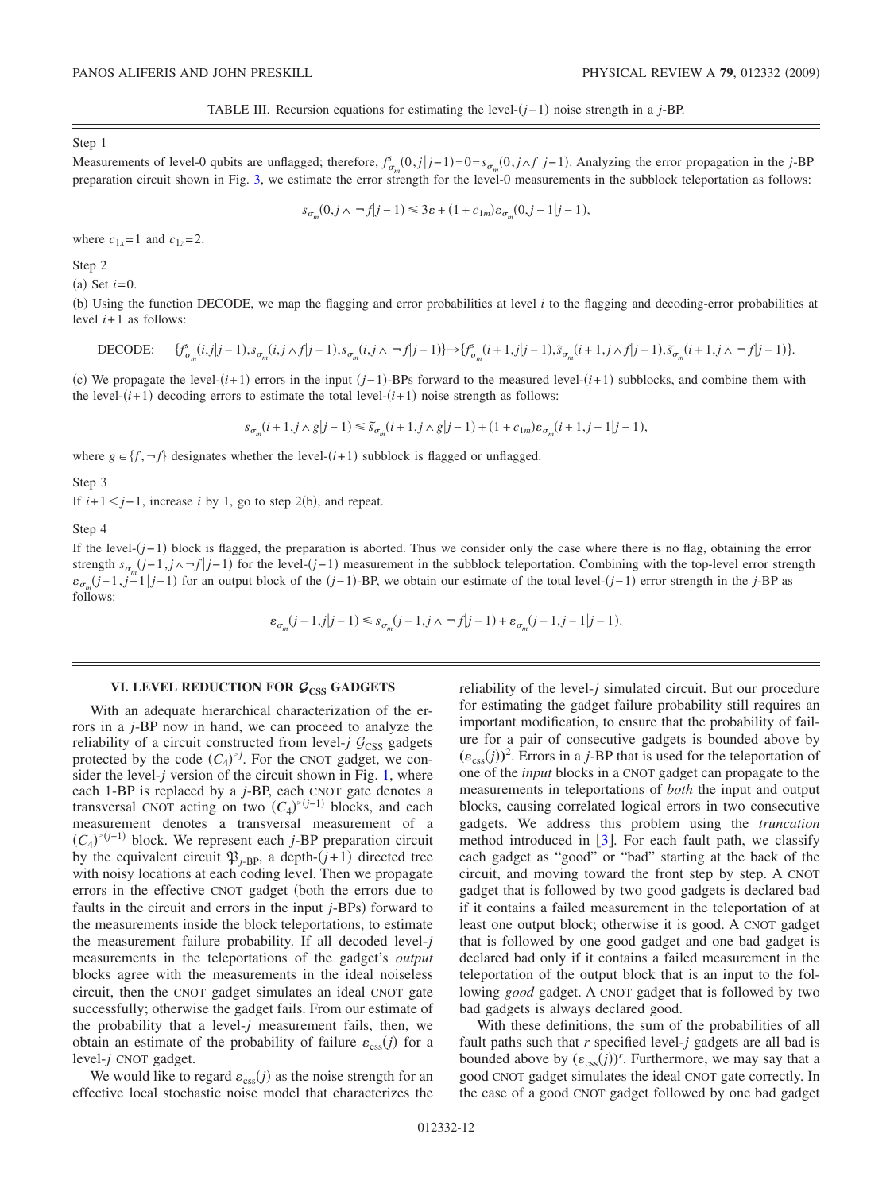TABLE III. Recursion equations for estimating the level-$(j-1)$ noise strength in a $j$-BP.

Step 1

Measurements of level-0 qubits are unflagged; therefore, $f^{s}_{\sigma_m}(0,j|j-1)=0=s_{\sigma_m}(0,j\wedge f|j-1)$. Analyzing the error propagation in the $j$-BP preparation circuit shown in Fig. 3, we estimate the error strength for the level-0 measurements in the subblock teleportation as follows:

$$s_{\sigma_m}(0,j\wedge\neg f|j-1)\leq 3\varepsilon+(1+c_{1m})\varepsilon_{\sigma_m}(0,j-1|j-1),$$

where $c_{1x}=1$ and $c_{1z}=2$.

Step 2

(a) Set $i=0$.

(b) Using the function DECODE, we map the flagging and error probabilities at level $i$ to the flagging and decoding-error probabilities at level $i+1$ as follows:

$$\text{DECODE:}\quad \{f^{s}_{\sigma_m}(i,j|j-1),s_{\sigma_m}(i,j\wedge f|j-1),s_{\sigma_m}(i,j\wedge\neg f|j-1)\}\mapsto\{f^{s}_{\sigma_m}(i+1,j|j-1),\tilde{s}_{\sigma_m}(i+1,j\wedge f|j-1),\tilde{s}_{\sigma_m}(i+1,j\wedge\neg f|j-1)\}.$$

(c) We propagate the level-$(i+1)$ errors in the input $(j-1)$-BPs forward to the measured level-$(i+1)$ subblocks, and combine them with the level-$(i+1)$ decoding errors to estimate the total level-$(i+1)$ noise strength as follows:

$$s_{\sigma_m}(i+1,j\wedge g|j-1)\leq\tilde{s}_{\sigma_m}(i+1,j\wedge g|j-1)+(1+c_{1m})\varepsilon_{\sigma_m}(i+1,j-1|j-1),$$

where $g\in\{f,\neg f\}$ designates whether the level-$(i+1)$ subblock is flagged or unflagged.

Step 3

If $i+1<j-1$, increase $i$ by 1, go to step 2(b), and repeat.

Step 4

If the level-$(j-1)$ block is flagged, the preparation is aborted. Thus we consider only the case where there is no flag, obtaining the error strength $s_{\sigma_m}(j-1,j\wedge\neg f|j-1)$ for the level-$(j-1)$ measurement in the subblock teleportation. Combining with the top-level error strength $\varepsilon_{\sigma_m}(j-1,j-1|j-1)$ for an output block of the $(j-1)$-BP, we obtain our estimate of the total level-$(j-1)$ error strength in the $j$-BP as follows:

$$\varepsilon_{\sigma_m}(j-1,j|j-1)\leq s_{\sigma_m}(j-1,j\wedge\neg f|j-1)+\varepsilon_{\sigma_m}(j-1,j-1|j-1).$$

## VI. LEVEL REDUCTION FOR $\mathcal{G}_{\text{CSS}}$ GADGETS

With an adequate hierarchical characterization of the errors in a $j$-BP now in hand, we can proceed to analyze the reliability of a circuit constructed from level-$j$ $\mathcal{G}_{\text{CSS}}$ gadgets protected by the code $(C_4)^{\circ j}$. For the CNOT gadget, we consider the level-$j$ version of the circuit shown in Fig. 1, where each 1-BP is replaced by a $j$-BP, each CNOT gate denotes a transversal CNOT acting on two $(C_4)^{\circ(j-1)}$ blocks, and each measurement denotes a transversal measurement of a $(C_4)^{\circ(j-1)}$ block. We represent each $j$-BP preparation circuit by the equivalent circuit $\mathfrak{P}_{j\text{-BP}}$, a depth-$(j+1)$ directed tree with noisy locations at each coding level. Then we propagate errors in the effective CNOT gadget (both the errors due to faults in the circuit and errors in the input $j$-BPs) forward to the measurements inside the block teleportations, to estimate the measurement failure probability. If all decoded level-$j$ measurements in the teleportations of the gadget's *output* blocks agree with the measurements in the ideal noiseless circuit, then the CNOT gadget simulates an ideal CNOT gate successfully; otherwise the gadget fails. From our estimate of the probability that a level-$j$ measurement fails, then, we obtain an estimate of the probability of failure $\varepsilon_{\text{css}}(j)$ for a level-$j$ CNOT gadget.

We would like to regard $\varepsilon_{\text{css}}(j)$ as the noise strength for an effective local stochastic noise model that characterizes the reliability of the level-$j$ simulated circuit. But our procedure for estimating the gadget failure probability still requires an important modification, to ensure that the probability of failure for a pair of consecutive gadgets is bounded above by $(\varepsilon_{\text{css}}(j))^2$. Errors in a $j$-BP that is used for the teleportation of one of the *input* blocks in a CNOT gadget can propagate to the measurements in teleportations of *both* the input and output blocks, causing correlated logical errors in two consecutive gadgets. We address this problem using the *truncation* method introduced in [3]. For each fault path, we classify each gadget as "good" or "bad" starting at the back of the circuit, and moving toward the front step by step. A CNOT gadget that is followed by two good gadgets is declared bad if it contains a failed measurement in the teleportation of at least one output block; otherwise it is good. A CNOT gadget that is followed by one good gadget and one bad gadget is declared bad only if it contains a failed measurement in the teleportation of the output block that is an input to the following *good* gadget. A CNOT gadget that is followed by two bad gadgets is always declared good.

With these definitions, the sum of the probabilities of all fault paths such that $r$ specified level-$j$ gadgets are all bad is bounded above by $(\varepsilon_{\text{css}}(j))^r$. Furthermore, we may say that a good CNOT gadget simulates the ideal CNOT gate correctly. In the case of a good CNOT gadget followed by one bad gadget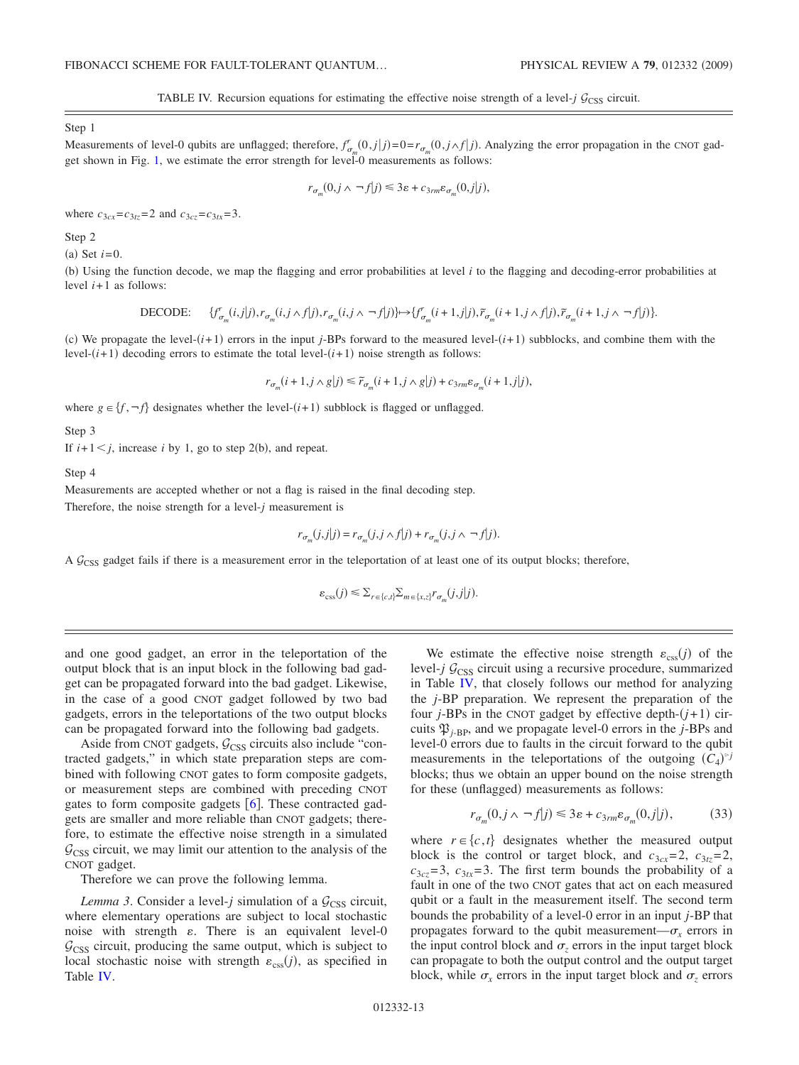TABLE IV. Recursion equations for estimating the effective noise strength of a level-$j$ $\mathcal{G}_{\text{CSS}}$ circuit.

Step 1

Measurements of level-0 qubits are unflagged; therefore, $f^r_{\sigma_m}(0,j|j)=0=r_{\sigma_m}(0,j\wedge f|j)$. Analyzing the error propagation in the CNOT gadget shown in Fig. 1, we estimate the error strength for level-0 measurements as follows:

$$r_{\sigma_m}(0,j\wedge \neg f|j) \leq 3\varepsilon + c_{3rm}\varepsilon_{\sigma_m}(0,j|j),$$

where $c_{3cx}=c_{3tz}=2$ and $c_{3cz}=c_{3tx}=3$.

Step 2

(a) Set $i=0$.

(b) Using the function decode, we map the flagging and error probabilities at level $i$ to the flagging and decoding-error probabilities at level $i+1$ as follows:

$$\text{DECODE:}\quad \{f^r_{\sigma_m}(i,j|j), r_{\sigma_m}(i,j\wedge f|j), r_{\sigma_m}(i,j\wedge\neg f|j)\} \mapsto \{f^r_{\sigma_m}(i+1,j|j), \tilde{r}_{\sigma_m}(i+1,j\wedge f|j), \tilde{r}_{\sigma_m}(i+1,j\wedge\neg f|j)\}.$$

(c) We propagate the level-$(i+1)$ errors in the input $j$-BPs forward to the measured level-$(i+1)$ subblocks, and combine them with the level-$(i+1)$ decoding errors to estimate the total level-$(i+1)$ noise strength as follows:

$$r_{\sigma_m}(i+1,j\wedge g|j) \leq \tilde{r}_{\sigma_m}(i+1,j\wedge g|j) + c_{3rm}\varepsilon_{\sigma_m}(i+1,j|j),$$

where $g\in\{f,\neg f\}$ designates whether the level-$(i+1)$ subblock is flagged or unflagged.

Step 3

If $i+1<j$, increase $i$ by 1, go to step 2(b), and repeat.

Step 4

Measurements are accepted whether or not a flag is raised in the final decoding step.
Therefore, the noise strength for a level-$j$ measurement is

$$r_{\sigma_m}(j,j|j) = r_{\sigma_m}(j,j\wedge f|j) + r_{\sigma_m}(j,j\wedge\neg f|j).$$

A $\mathcal{G}_{\text{CSS}}$ gadget fails if there is a measurement error in the teleportation of at least one of its output blocks; therefore,

$$\varepsilon_{\text{css}}(j) \leq \Sigma_{r\in\{c,t\}}\Sigma_{m\in\{x,z\}} r_{\sigma_m}(j,j|j).$$

and one good gadget, an error in the teleportation of the output block that is an input block in the following bad gadget can be propagated forward into the bad gadget. Likewise, in the case of a good CNOT gadget followed by two bad gadgets, errors in the teleportations of the two output blocks can be propagated forward into the following bad gadgets.

Aside from CNOT gadgets, $\mathcal{G}_{\text{CSS}}$ circuits also include "contracted gadgets," in which state preparation steps are combined with following CNOT gates to form composite gadgets, or measurement steps are combined with preceding CNOT gates to form composite gadgets [6]. These contracted gadgets are smaller and more reliable than CNOT gadgets; therefore, to estimate the effective noise strength in a simulated $\mathcal{G}_{\text{CSS}}$ circuit, we may limit our attention to the analysis of the CNOT gadget.

Therefore we can prove the following lemma.

*Lemma 3*. Consider a level-$j$ simulation of a $\mathcal{G}_{\text{CSS}}$ circuit, where elementary operations are subject to local stochastic noise with strength $\varepsilon$. There is an equivalent level-0 $\mathcal{G}_{\text{CSS}}$ circuit, producing the same output, which is subject to local stochastic noise with strength $\varepsilon_{\text{css}}(j)$, as specified in Table IV.

We estimate the effective noise strength $\varepsilon_{\text{css}}(j)$ of the level-$j$ $\mathcal{G}_{\text{CSS}}$ circuit using a recursive procedure, summarized in Table IV, that closely follows our method for analyzing the $j$-BP preparation. We represent the preparation of the four $j$-BPs in the CNOT gadget by effective depth-$(j+1)$ circuits $\mathfrak{P}_{j\text{-BP}}$, and we propagate level-0 errors in the $j$-BPs and level-0 errors due to faults in the circuit forward to the qubit measurements in the teleportations of the outgoing $(C_4)^{\circ j}$ blocks; thus we obtain an upper bound on the noise strength for these (unflagged) measurements as follows:

$$r_{\sigma_m}(0,j\wedge\neg f|j) \leq 3\varepsilon + c_{3rm}\varepsilon_{\sigma_m}(0,j|j), \tag{33}$$

where $r\in\{c,t\}$ designates whether the measured output block is the control or target block, and $c_{3cx}=2$, $c_{3tz}=2$, $c_{3cz}=3$, $c_{3tx}=3$. The first term bounds the probability of a fault in one of the two CNOT gates that act on each measured qubit or a fault in the measurement itself. The second term bounds the probability of a level-0 error in an input $j$-BP that propagates forward to the qubit measurement—$\sigma_x$ errors in the input control block and $\sigma_z$ errors in the input target block can propagate to both the output control and the output target block, while $\sigma_x$ errors in the input target block and $\sigma_z$ errors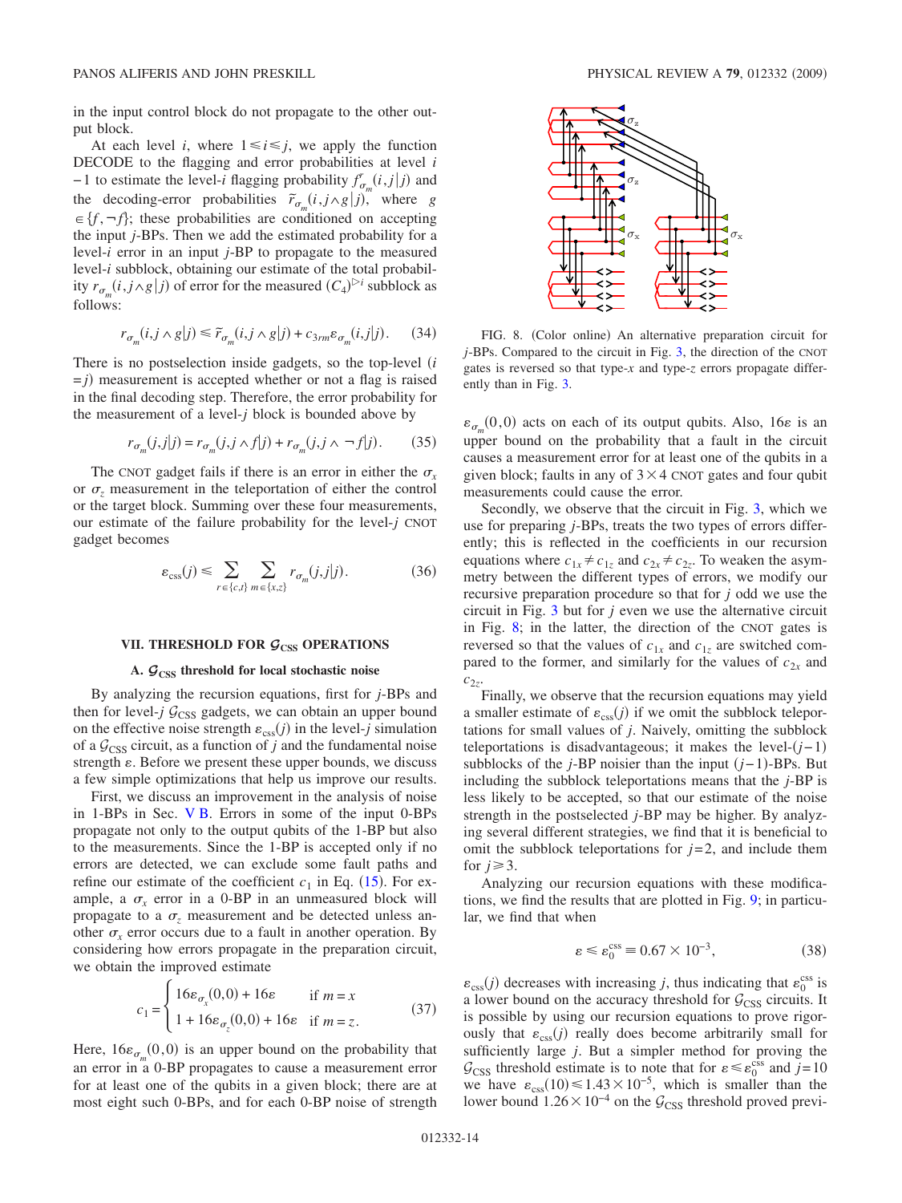in the input control block do not propagate to the other output block.

At each level $i$, where $1 \leqslant i \leqslant j$, we apply the function DECODE to the flagging and error probabilities at level $i-1$ to estimate the level-$i$ flagging probability $f^r_{\sigma_m}(i,j|j)$ and the decoding-error probabilities $\tilde{r}_{\sigma_m}(i,j \wedge g|j)$, where $g \in \{f, \neg f\}$; these probabilities are conditioned on accepting the input $j$-BPs. Then we add the estimated probability for a level-$i$ error in an input $j$-BP to propagate to the measured level-$i$ subblock, obtaining our estimate of the total probability $r_{\sigma_m}(i,j \wedge g|j)$ of error for the measured $(C_4)^{\triangleright i}$ subblock as follows:

$$r_{\sigma_m}(i,j \wedge g|j) \leqslant \tilde{r}_{\sigma_m}(i,j \wedge g|j) + c_{3rm}\varepsilon_{\sigma_m}(i,j|j). \quad (34)$$

There is no postselection inside gadgets, so the top-level ($i=j$) measurement is accepted whether or not a flag is raised in the final decoding step. Therefore, the error probability for the measurement of a level-$j$ block is bounded above by

$$r_{\sigma_m}(j,j|j) = r_{\sigma_m}(j,j \wedge f|j) + r_{\sigma_m}(j,j \wedge \neg f|j). \quad (35)$$

The CNOT gadget fails if there is an error in either the $\sigma_x$ or $\sigma_z$ measurement in the teleportation of either the control or the target block. Summing over these four measurements, our estimate of the failure probability for the level-$j$ CNOT gadget becomes

$$\varepsilon_{\text{css}}(j) \leqslant \sum_{r \in \{c,t\}} \sum_{m \in \{x,z\}} r_{\sigma_m}(j,j|j). \quad (36)$$

## VII. THRESHOLD FOR $\mathcal{G}_{\text{CSS}}$ OPERATIONS

### A. $\mathcal{G}_{\text{CSS}}$ threshold for local stochastic noise

By analyzing the recursion equations, first for $j$-BPs and then for level-$j$ $\mathcal{G}_{\text{CSS}}$ gadgets, we can obtain an upper bound on the effective noise strength $\varepsilon_{\text{css}}(j)$ in the level-$j$ simulation of a $\mathcal{G}_{\text{CSS}}$ circuit, as a function of $j$ and the fundamental noise strength $\varepsilon$. Before we present these upper bounds, we discuss a few simple optimizations that help us improve our results.

First, we discuss an improvement in the analysis of noise in 1-BPs in Sec. V B. Errors in some of the input 0-BPs propagate not only to the output qubits of the 1-BP but also to the measurements. Since the 1-BP is accepted only if no errors are detected, we can exclude some fault paths and refine our estimate of the coefficient $c_1$ in Eq. (15). For example, a $\sigma_x$ error in a 0-BP in an unmeasured block will propagate to a $\sigma_z$ measurement and be detected unless another $\sigma_x$ error occurs due to a fault in another operation. By considering how errors propagate in the preparation circuit, we obtain the improved estimate

$$c_1 = \begin{cases} 16\varepsilon_{\sigma_x}(0,0) + 16\varepsilon & \text{if } m = x \\ 1 + 16\varepsilon_{\sigma_z}(0,0) + 16\varepsilon & \text{if } m = z. \end{cases} \quad (37)$$

Here, $16\varepsilon_{\sigma_m}(0,0)$ is an upper bound on the probability that an error in a 0-BP propagates to cause a measurement error for at least one of the qubits in a given block; there are at most eight such 0-BPs, and for each 0-BP noise of strength $\varepsilon_{\sigma_m}(0,0)$ acts on each of its output qubits. Also, $16\varepsilon$ is an upper bound on the probability that a fault in the circuit causes a measurement error for at least one of the qubits in a given block; faults in any of $3 \times 4$ CNOT gates and four qubit measurements could cause the error.

FIG. 8. (Color online) An alternative preparation circuit for $j$-BPs. Compared to the circuit in Fig. 3, the direction of the CNOT gates is reversed so that type-$x$ and type-$z$ errors propagate differently than in Fig. 3.

Secondly, we observe that the circuit in Fig. 3, which we use for preparing $j$-BPs, treats the two types of errors differently; this is reflected in the coefficients in our recursion equations where $c_{1x} \neq c_{1z}$ and $c_{2x} \neq c_{2z}$. To weaken the asymmetry between the different types of errors, we modify our recursive preparation procedure so that for $j$ odd we use the circuit in Fig. 3 but for $j$ even we use the alternative circuit in Fig. 8; in the latter, the direction of the CNOT gates is reversed so that the values of $c_{1x}$ and $c_{1z}$ are switched compared to the former, and similarly for the values of $c_{2x}$ and $c_{2z}$.

Finally, we observe that the recursion equations may yield a smaller estimate of $\varepsilon_{\text{css}}(j)$ if we omit the subblock teleportations for small values of $j$. Naively, omitting the subblock teleportations is disadvantageous; it makes the level-$(j-1)$ subblocks of the $j$-BP noisier than the input $(j-1)$-BPs. But including the subblock teleportations means that the $j$-BP is less likely to be accepted, so that our estimate of the noise strength in the postselected $j$-BP may be higher. By analyzing several different strategies, we find that it is beneficial to omit the subblock teleportations for $j=2$, and include them for $j \geqslant 3$.

Analyzing our recursion equations with these modifications, we find the results that are plotted in Fig. 9; in particular, we find that when

$$\varepsilon \leqslant \varepsilon_0^{\text{css}} \equiv 0.67 \times 10^{-3}, \quad (38)$$

$\varepsilon_{\text{css}}(j)$ decreases with increasing $j$, thus indicating that $\varepsilon_0^{\text{css}}$ is a lower bound on the accuracy threshold for $\mathcal{G}_{\text{CSS}}$ circuits. It is possible by using our recursion equations to prove rigorously that $\varepsilon_{\text{css}}(j)$ really does become arbitrarily small for sufficiently large $j$. But a simpler method for proving the $\mathcal{G}_{\text{CSS}}$ threshold estimate is to note that for $\varepsilon \leqslant \varepsilon_0^{\text{css}}$ and $j=10$ we have $\varepsilon_{\text{css}}(10) \leqslant 1.43 \times 10^{-5}$, which is smaller than the lower bound $1.26 \times 10^{-4}$ on the $\mathcal{G}_{\text{CSS}}$ threshold proved previ-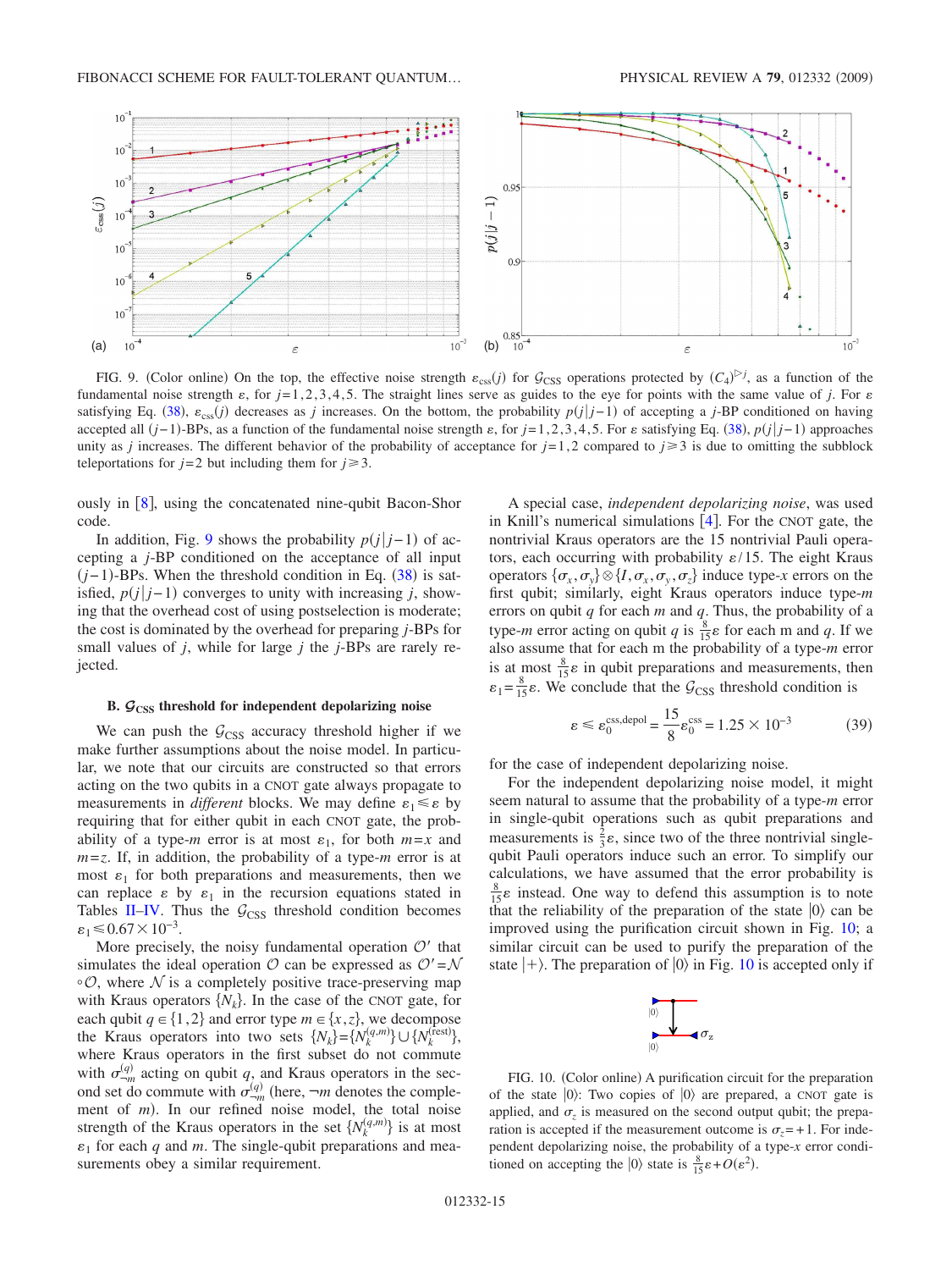FIG. 9. (Color online) On the top, the effective noise strength $\varepsilon_{\text{css}}(j)$ for $\mathcal{G}_{\text{CSS}}$ operations protected by $(C_4)^{\triangleright j}$, as a function of the fundamental noise strength $\varepsilon$, for $j=1,2,3,4,5$. The straight lines serve as guides to the eye for points with the same value of $j$. For $\varepsilon$ satisfying Eq. (38), $\varepsilon_{\text{css}}(j)$ decreases as $j$ increases. On the bottom, the probability $p(j|j-1)$ of accepting a $j$-BP conditioned on having accepted all $(j-1)$-BPs, as a function of the fundamental noise strength $\varepsilon$, for $j=1,2,3,4,5$. For $\varepsilon$ satisfying Eq. (38), $p(j|j-1)$ approaches unity as $j$ increases. The different behavior of the probability of acceptance for $j=1,2$ compared to $j\geq 3$ is due to omitting the subblock teleportations for $j=2$ but including them for $j\geq 3$.

ously in [8], using the concatenated nine-qubit Bacon-Shor code.

In addition, Fig. 9 shows the probability $p(j|j-1)$ of accepting a $j$-BP conditioned on the acceptance of all input $(j-1)$-BPs. When the threshold condition in Eq. (38) is satisfied, $p(j|j-1)$ converges to unity with increasing $j$, showing that the overhead cost of using postselection is moderate; the cost is dominated by the overhead for preparing $j$-BPs for small values of $j$, while for large $j$ the $j$-BPs are rarely rejected.

### B. $\mathcal{G}_{\text{CSS}}$ threshold for independent depolarizing noise

We can push the $\mathcal{G}_{\text{CSS}}$ accuracy threshold higher if we make further assumptions about the noise model. In particular, we note that our circuits are constructed so that errors acting on the two qubits in a CNOT gate always propagate to measurements in *different* blocks. We may define $\varepsilon_1 \leq \varepsilon$ by requiring that for either qubit in each CNOT gate, the probability of a type-$m$ error is at most $\varepsilon_1$, for both $m=x$ and $m=z$. If, in addition, the probability of a type-$m$ error is at most $\varepsilon_1$ for both preparations and measurements, then we can replace $\varepsilon$ by $\varepsilon_1$ in the recursion equations stated in Tables II–IV. Thus the $\mathcal{G}_{\text{CSS}}$ threshold condition becomes $\varepsilon_1 \leq 0.67\times 10^{-3}$.

More precisely, the noisy fundamental operation $\mathcal{O}'$ that simulates the ideal operation $\mathcal{O}$ can be expressed as $\mathcal{O}'=\mathcal{N}\circ\mathcal{O}$, where $\mathcal{N}$ is a completely positive trace-preserving map with Kraus operators $\{N_k\}$. In the case of the CNOT gate, for each qubit $q\in\{1,2\}$ and error type $m\in\{x,z\}$, we decompose the Kraus operators into two sets $\{N_k\}=\{N_k^{(q,m)}\}\cup\{N_k^{(\text{rest})}\}$, where Kraus operators in the first subset do not commute with $\sigma_{\neg m}^{(q)}$ acting on qubit $q$, and Kraus operators in the second set do commute with $\sigma_{\neg m}^{(q)}$ (here, $\neg m$ denotes the complement of $m$). In our refined noise model, the total noise strength of the Kraus operators in the set $\{N_k^{(q,m)}\}$ is at most $\varepsilon_1$ for each $q$ and $m$. The single-qubit preparations and measurements obey a similar requirement.

A special case, *independent depolarizing noise*, was used in Knill's numerical simulations [4]. For the CNOT gate, the nontrivial Kraus operators are the 15 nontrivial Pauli operators, each occurring with probability $\varepsilon/15$. The eight Kraus operators $\{\sigma_x,\sigma_y\}\otimes\{I,\sigma_x,\sigma_y,\sigma_z\}$ induce type-$x$ errors on the first qubit; similarly, eight Kraus operators induce type-$m$ errors on qubit $q$ for each $m$ and $q$. Thus, the probability of a type-$m$ error acting on qubit $q$ is $\frac{8}{15}\varepsilon$ for each m and $q$. If we also assume that for each m the probability of a type-$m$ error is at most $\frac{8}{15}\varepsilon$ in qubit preparations and measurements, then $\varepsilon_1=\frac{8}{15}\varepsilon$. We conclude that the $\mathcal{G}_{\text{CSS}}$ threshold condition is

$$\varepsilon \leq \varepsilon_0^{\text{css,depol}} = \frac{15}{8}\varepsilon_0^{\text{css}} = 1.25\times 10^{-3} \tag{39}$$

for the case of independent depolarizing noise.

For the independent depolarizing noise model, it might seem natural to assume that the probability of a type-$m$ error in single-qubit operations such as qubit preparations and measurements is $\frac{2}{3}\varepsilon$, since two of the three nontrivial single-qubit Pauli operators induce such an error. To simplify our calculations, we have assumed that the error probability is $\frac{8}{15}\varepsilon$ instead. One way to defend this assumption is to note that the reliability of the preparation of the state $|0\rangle$ can be improved using the purification circuit shown in Fig. 10; a similar circuit can be used to purify the preparation of the state $|+\rangle$. The preparation of $|0\rangle$ in Fig. 10 is accepted only if

FIG. 10. (Color online) A purification circuit for the preparation of the state $|0\rangle$: Two copies of $|0\rangle$ are prepared, a CNOT gate is applied, and $\sigma_z$ is measured on the second output qubit; the preparation is accepted if the measurement outcome is $\sigma_z=+1$. For independent depolarizing noise, the probability of a type-$x$ error conditioned on accepting the $|0\rangle$ state is $\frac{8}{15}\varepsilon+O(\varepsilon^2)$.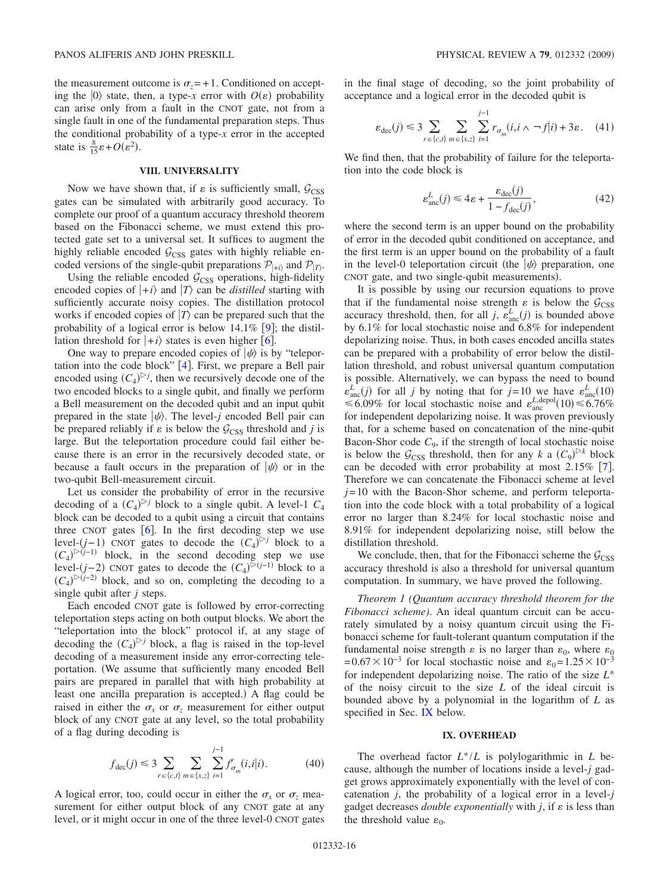the measurement outcome is $\sigma_z = +1$. Conditioned on accepting the $|0\rangle$ state, then, a type-$x$ error with $O(\varepsilon)$ probability can arise only from a fault in the CNOT gate, not from a single fault in one of the fundamental preparation steps. Thus the conditional probability of a type-$x$ error in the accepted state is $\frac{8}{15}\varepsilon + O(\varepsilon^2)$.

## VIII. UNIVERSALITY

Now we have shown that, if $\varepsilon$ is sufficiently small, $\mathcal{G}_{\text{CSS}}$ gates can be simulated with arbitrarily good accuracy. To complete our proof of a quantum accuracy threshold theorem based on the Fibonacci scheme, we must extend this protected gate set to a universal set. It suffices to augment the highly reliable encoded $\mathcal{G}_{\text{CSS}}$ gates with highly reliable encoded versions of the single-qubit preparations $\mathcal{P}_{|+i\rangle}$ and $\mathcal{P}_{|T\rangle}$.

Using the reliable encoded $\mathcal{G}_{\text{CSS}}$ operations, high-fidelity encoded copies of $|+i\rangle$ and $|T\rangle$ can be *distilled* starting with sufficiently accurate noisy copies. The distillation protocol works if encoded copies of $|T\rangle$ can be prepared such that the probability of a logical error is below 14.1% [9]; the distillation threshold for $|+i\rangle$ states is even higher [6].

One way to prepare encoded copies of $|\psi\rangle$ is by "teleportation into the code block" [4]. First, we prepare a Bell pair encoded using $(C_4)^{\triangleright j}$, then we recursively decode one of the two encoded blocks to a single qubit, and finally we perform a Bell measurement on the decoded qubit and an input qubit prepared in the state $|\psi\rangle$. The level-$j$ encoded Bell pair can be prepared reliably if $\varepsilon$ is below the $\mathcal{G}_{\text{CSS}}$ threshold and $j$ is large. But the teleportation procedure could fail either because there is an error in the recursively decoded state, or because a fault occurs in the preparation of $|\psi\rangle$ or in the two-qubit Bell-measurement circuit.

Let us consider the probability of error in the recursive decoding of a $(C_4)^{\triangleright j}$ block to a single qubit. A level-1 $C_4$ block can be decoded to a qubit using a circuit that contains three CNOT gates [6]. In the first decoding step we use level-$(j-1)$ CNOT gates to decode the $(C_4)^{\triangleright j}$ block to a $(C_4)^{\triangleright(j-1)}$ block, in the second decoding step we use level-$(j-2)$ CNOT gates to decode the $(C_4)^{\triangleright(j-1)}$ block to a $(C_4)^{\triangleright(j-2)}$ block, and so on, completing the decoding to a single qubit after $j$ steps.

Each encoded CNOT gate is followed by error-correcting teleportation steps acting on both output blocks. We abort the "teleportation into the block" protocol if, at any stage of decoding the $(C_4)^{\triangleright j}$ block, a flag is raised in the top-level decoding of a measurement inside any error-correcting teleportation. (We assume that sufficiently many encoded Bell pairs are prepared in parallel that with high probability at least one ancilla preparation is accepted.) A flag could be raised in either the $\sigma_x$ or $\sigma_z$ measurement for either output block of any CNOT gate at any level, so the total probability of a flag during decoding is

$$f_{\text{dec}}(j) \leq 3 \sum_{r\in\{c,t\}} \sum_{m\in\{x,z\}} \sum_{i=1}^{j-1} f^{r}_{\sigma_m}(i,i|i). \tag{40}$$

A logical error, too, could occur in either the $\sigma_x$ or $\sigma_z$ measurement for either output block of any CNOT gate at any level, or it might occur in one of the three level-0 CNOT gates in the final stage of decoding, so the joint probability of acceptance and a logical error in the decoded qubit is

$$\varepsilon_{\text{dec}}(j) \leq 3 \sum_{r\in\{c,t\}} \sum_{m\in\{x,z\}} \sum_{i=1}^{j-1} r_{\sigma_m}(i,i \wedge \neg f|i) + 3\varepsilon. \tag{41}$$

We find then, that the probability of failure for the teleportation into the code block is

$$\varepsilon^{L}_{\text{anc}}(j) \leq 4\varepsilon + \frac{\varepsilon_{\text{dec}}(j)}{1-f_{\text{dec}}(j)}, \tag{42}$$

where the second term is an upper bound on the probability of error in the decoded qubit conditioned on acceptance, and the first term is an upper bound on the probability of a fault in the level-0 teleportation circuit (the $|\psi\rangle$ preparation, one CNOT gate, and two single-qubit measurements).

It is possible by using our recursion equations to prove that if the fundamental noise strength $\varepsilon$ is below the $\mathcal{G}_{\text{CSS}}$ accuracy threshold, then, for all $j$, $\varepsilon^{L}_{\text{anc}}(j)$ is bounded above by 6.1% for local stochastic noise and 6.8% for independent depolarizing noise. Thus, in both cases encoded ancilla states can be prepared with a probability of error below the distillation threshold, and robust universal quantum computation is possible. Alternatively, we can bypass the need to bound $\varepsilon^{L}_{\text{anc}}(j)$ for all $j$ by noting that for $j=10$ we have $\varepsilon^{L}_{\text{anc}}(10) \leq 6.09\%$ for local stochastic noise and $\varepsilon^{L,\text{depol}}_{\text{anc}}(10) \leq 6.76\%$ for independent depolarizing noise. It was proven previously that, for a scheme based on concatenation of the nine-qubit Bacon-Shor code $C_9$, if the strength of local stochastic noise is below the $\mathcal{G}_{\text{CSS}}$ threshold, then for any $k$ a $(C_9)^{\triangleright k}$ block can be decoded with error probability at most 2.15% [7]. Therefore we can concatenate the Fibonacci scheme at level $j=10$ with the Bacon-Shor scheme, and perform teleportation into the code block with a total probability of a logical error no larger than 8.24% for local stochastic noise and 8.91% for independent depolarizing noise, still below the distillation threshold.

We conclude, then, that for the Fibonacci scheme the $\mathcal{G}_{\text{CSS}}$ accuracy threshold is also a threshold for universal quantum computation. In summary, we have proved the following.

*Theorem 1 (Quantum accuracy threshold theorem for the Fibonacci scheme).* An ideal quantum circuit can be accurately simulated by a noisy quantum circuit using the Fibonacci scheme for fault-tolerant quantum computation if the fundamental noise strength $\varepsilon$ is no larger than $\varepsilon_0$, where $\varepsilon_0 = 0.67 \times 10^{-3}$ for local stochastic noise and $\varepsilon_0 = 1.25 \times 10^{-3}$ for independent depolarizing noise. The ratio of the size $L^*$ of the noisy circuit to the size $L$ of the ideal circuit is bounded above by a polynomial in the logarithm of $L$ as specified in Sec. IX below.

## IX. OVERHEAD

The overhead factor $L^*/L$ is polylogarithmic in $L$ because, although the number of locations inside a level-$j$ gadget grows approximately exponentially with the level of concatenation $j$, the probability of a logical error in a level-$j$ gadget decreases *double exponentially* with $j$, if $\varepsilon$ is less than the threshold value $\varepsilon_0$.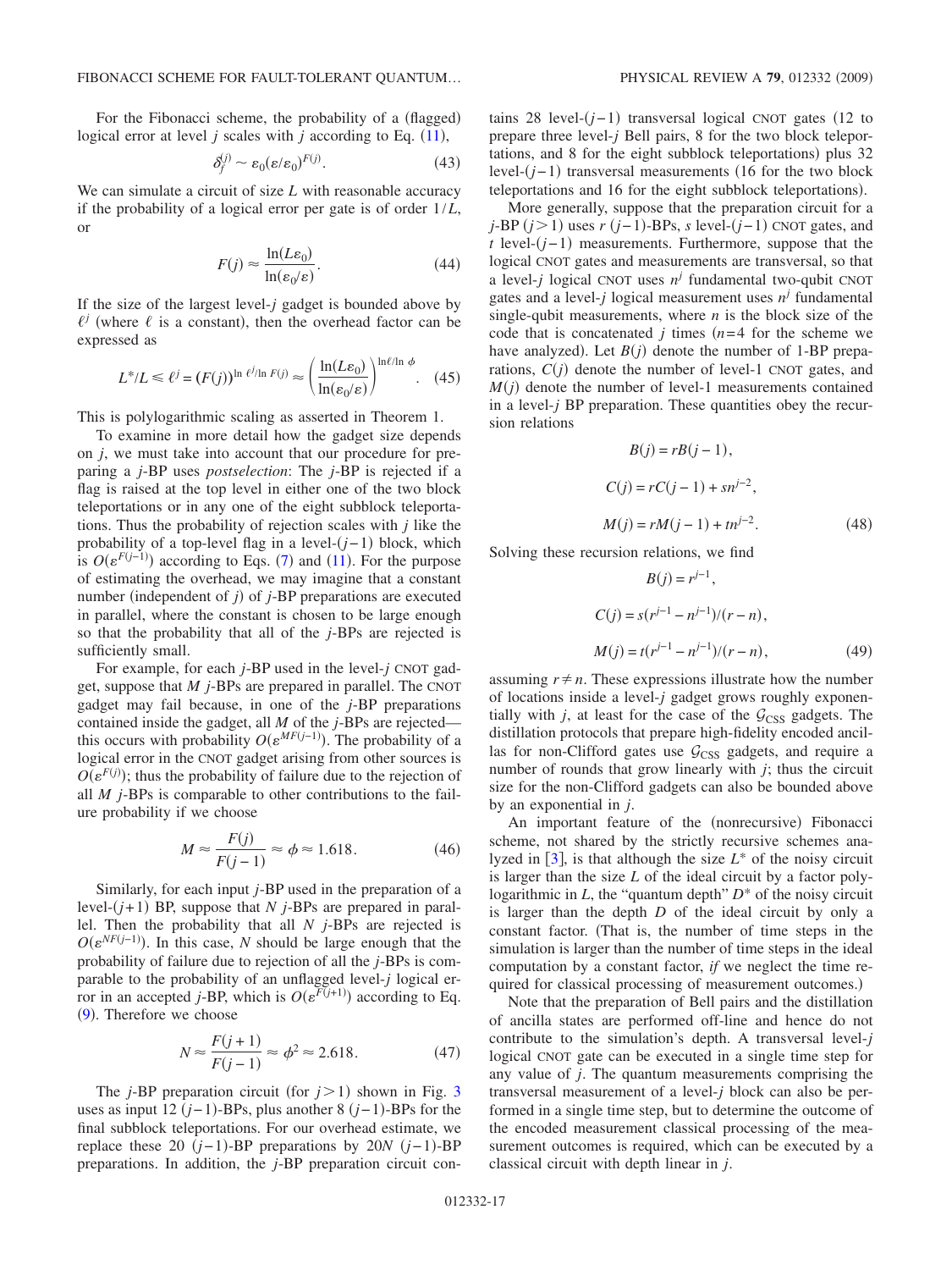For the Fibonacci scheme, the probability of a (flagged) logical error at level $j$ scales with $j$ according to Eq. (11),

$$\delta_j^{(j)} \sim \varepsilon_0(\varepsilon/\varepsilon_0)^{F(j)}. \tag{43}$$

We can simulate a circuit of size $L$ with reasonable accuracy if the probability of a logical error per gate is of order $1/L$, or

$$F(j) \approx \frac{\ln(L\varepsilon_0)}{\ln(\varepsilon_0/\varepsilon)}. \tag{44}$$

If the size of the largest level-$j$ gadget is bounded above by $\ell^j$ (where $\ell$ is a constant), then the overhead factor can be expressed as

$$L^*/L \leq \ell^j = (F(j))^{\ln \ell^j/\ln F(j)} \approx \left(\frac{\ln(L\varepsilon_0)}{\ln(\varepsilon_0/\varepsilon)}\right)^{\ln \ell/\ln \phi}. \tag{45}$$

This is polylogarithmic scaling as asserted in Theorem 1.

To examine in more detail how the gadget size depends on $j$, we must take into account that our procedure for preparing a $j$-BP uses *postselection*: The $j$-BP is rejected if a flag is raised at the top level in either one of the two block teleportations or in any one of the eight subblock teleportations. Thus the probability of rejection scales with $j$ like the probability of a top-level flag in a level-$(j-1)$ block, which is $O(\varepsilon^{F(j-1)})$ according to Eqs. (7) and (11). For the purpose of estimating the overhead, we may imagine that a constant number (independent of $j$) of $j$-BP preparations are executed in parallel, where the constant is chosen to be large enough so that the probability that all of the $j$-BPs are rejected is sufficiently small.

For example, for each $j$-BP used in the level-$j$ CNOT gadget, suppose that $M$ $j$-BPs are prepared in parallel. The CNOT gadget may fail because, in one of the $j$-BP preparations contained inside the gadget, all $M$ of the $j$-BPs are rejected—this occurs with probability $O(\varepsilon^{MF(j-1)})$. The probability of a logical error in the CNOT gadget arising from other sources is $O(\varepsilon^{F(j)})$; thus the probability of failure due to the rejection of all $M$ $j$-BPs is comparable to other contributions to the failure probability if we choose

$$M \approx \frac{F(j)}{F(j-1)} \approx \phi \approx 1.618. \tag{46}$$

Similarly, for each input $j$-BP used in the preparation of a level-$(j+1)$ BP, suppose that $N$ $j$-BPs are prepared in parallel. Then the probability that all $N$ $j$-BPs are rejected is $O(\varepsilon^{NF(j-1)})$. In this case, $N$ should be large enough that the probability of failure due to rejection of all the $j$-BPs is comparable to the probability of an unflagged level-$j$ logical error in an accepted $j$-BP, which is $O(\varepsilon^{F(j+1)})$ according to Eq. (9). Therefore we choose

$$N \approx \frac{F(j+1)}{F(j-1)} \approx \phi^2 \approx 2.618. \tag{47}$$

The $j$-BP preparation circuit (for $j>1$) shown in Fig. 3 uses as input 12 $(j-1)$-BPs, plus another 8 $(j-1)$-BPs for the final subblock teleportations. For our overhead estimate, we replace these 20 $(j-1)$-BP preparations by $20N$ $(j-1)$-BP preparations. In addition, the $j$-BP preparation circuit contains 28 level-$(j-1)$ transversal logical CNOT gates (12 to prepare three level-$j$ Bell pairs, 8 for the two block teleportations, and 8 for the eight subblock teleportations) plus 32 level-$(j-1)$ transversal measurements (16 for the two block teleportations and 16 for the eight subblock teleportations).

More generally, suppose that the preparation circuit for a $j$-BP $(j>1)$ uses $r$ $(j-1)$-BPs, $s$ level-$(j-1)$ CNOT gates, and $t$ level-$(j-1)$ measurements. Furthermore, suppose that the logical CNOT gates and measurements are transversal, so that a level-$j$ logical CNOT uses $n^j$ fundamental two-qubit CNOT gates and a level-$j$ logical measurement uses $n^j$ fundamental single-qubit measurements, where $n$ is the block size of the code that is concatenated $j$ times ($n=4$ for the scheme we have analyzed). Let $B(j)$ denote the number of 1-BP preparations, $C(j)$ denote the number of level-1 CNOT gates, and $M(j)$ denote the number of level-1 measurements contained in a level-$j$ BP preparation. These quantities obey the recursion relations

$$\begin{aligned} B(j) &= rB(j-1), \\ C(j) &= rC(j-1) + sn^{j-2}, \\ M(j) &= rM(j-1) + tn^{j-2}. \end{aligned} \tag{48}$$

Solving these recursion relations, we find

$$\begin{aligned} B(j) &= r^{j-1}, \\ C(j) &= s(r^{j-1} - n^{j-1})/(r-n), \\ M(j) &= t(r^{j-1} - n^{j-1})/(r-n), \end{aligned} \tag{49}$$

assuming $r \neq n$. These expressions illustrate how the number of locations inside a level-$j$ gadget grows roughly exponentially with $j$, at least for the case of the $\mathcal{G}_{\text{CSS}}$ gadgets. The distillation protocols that prepare high-fidelity encoded ancillas for non-Clifford gates use $\mathcal{G}_{\text{CSS}}$ gadgets, and require a number of rounds that grow linearly with $j$; thus the circuit size for the non-Clifford gadgets can also be bounded above by an exponential in $j$.

An important feature of the (nonrecursive) Fibonacci scheme, not shared by the strictly recursive schemes analyzed in [3], is that although the size $L^*$ of the noisy circuit is larger than the size $L$ of the ideal circuit by a factor polylogarithmic in $L$, the "quantum depth" $D^*$ of the noisy circuit is larger than the depth $D$ of the ideal circuit by only a constant factor. (That is, the number of time steps in the simulation is larger than the number of time steps in the ideal computation by a constant factor, *if* we neglect the time required for classical processing of measurement outcomes.)

Note that the preparation of Bell pairs and the distillation of ancilla states are performed off-line and hence do not contribute to the simulation's depth. A transversal level-$j$ logical CNOT gate can be executed in a single time step for any value of $j$. The quantum measurements comprising the transversal measurement of a level-$j$ block can also be performed in a single time step, but to determine the outcome of the encoded measurement classical processing of the measurement outcomes is required, which can be executed by a classical circuit with depth linear in $j$.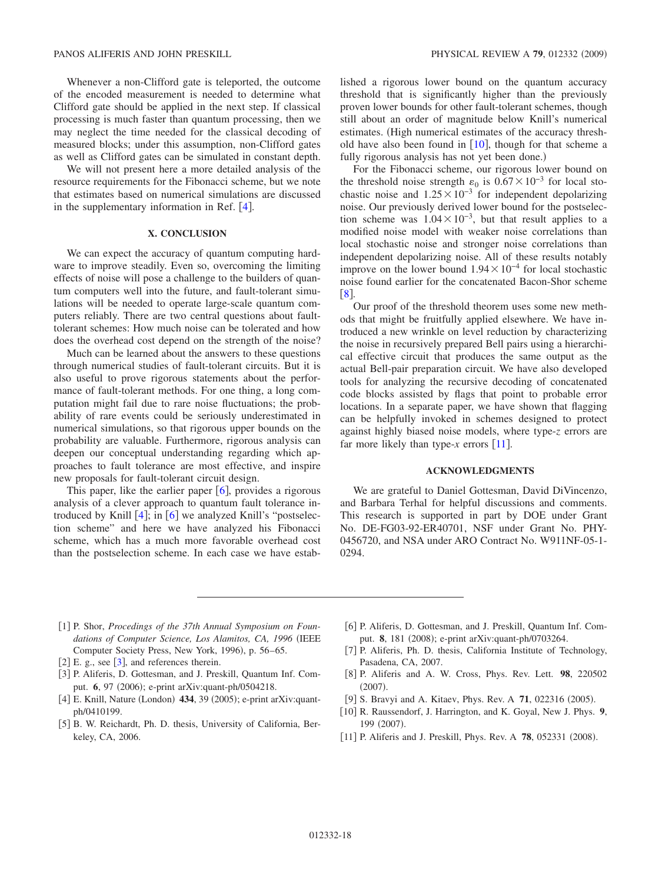Whenever a non-Clifford gate is teleported, the outcome of the encoded measurement is needed to determine what Clifford gate should be applied in the next step. If classical processing is much faster than quantum processing, then we may neglect the time needed for the classical decoding of measured blocks; under this assumption, non-Clifford gates as well as Clifford gates can be simulated in constant depth.

We will not present here a more detailed analysis of the resource requirements for the Fibonacci scheme, but we note that estimates based on numerical simulations are discussed in the supplementary information in Ref. [4].

## X. CONCLUSION

We can expect the accuracy of quantum computing hardware to improve steadily. Even so, overcoming the limiting effects of noise will pose a challenge to the builders of quantum computers well into the future, and fault-tolerant simulations will be needed to operate large-scale quantum computers reliably. There are two central questions about fault-tolerant schemes: How much noise can be tolerated and how does the overhead cost depend on the strength of the noise?

Much can be learned about the answers to these questions through numerical studies of fault-tolerant circuits. But it is also useful to prove rigorous statements about the performance of fault-tolerant methods. For one thing, a long computation might fail due to rare noise fluctuations; the probability of rare events could be seriously underestimated in numerical simulations, so that rigorous upper bounds on the probability are valuable. Furthermore, rigorous analysis can deepen our conceptual understanding regarding which approaches to fault tolerance are most effective, and inspire new proposals for fault-tolerant circuit design.

This paper, like the earlier paper [6], provides a rigorous analysis of a clever approach to quantum fault tolerance introduced by Knill [4]; in [6] we analyzed Knill's "postselection scheme" and here we have analyzed his Fibonacci scheme, which has a much more favorable overhead cost than the postselection scheme. In each case we have established a rigorous lower bound on the quantum accuracy threshold that is significantly higher than the previously proven lower bounds for other fault-tolerant schemes, though still about an order of magnitude below Knill's numerical estimates. (High numerical estimates of the accuracy threshold have also been found in [10], though for that scheme a fully rigorous analysis has not yet been done.)

For the Fibonacci scheme, our rigorous lower bound on the threshold noise strength $\varepsilon_0$ is $0.67\times10^{-3}$ for local stochastic noise and $1.25\times10^{-3}$ for independent depolarizing noise. Our previously derived lower bound for the postselection scheme was $1.04\times10^{-3}$, but that result applies to a modified noise model with weaker noise correlations than local stochastic noise and stronger noise correlations than independent depolarizing noise. All of these results notably improve on the lower bound $1.94\times10^{-4}$ for local stochastic noise found earlier for the concatenated Bacon-Shor scheme [8].

Our proof of the threshold theorem uses some new methods that might be fruitfully applied elsewhere. We have introduced a new wrinkle on level reduction by characterizing the noise in recursively prepared Bell pairs using a hierarchical effective circuit that produces the same output as the actual Bell-pair preparation circuit. We have also developed tools for analyzing the recursive decoding of concatenated code blocks assisted by flags that point to probable error locations. In a separate paper, we have shown that flagging can be helpfully invoked in schemes designed to protect against highly biased noise models, where type-$z$ errors are far more likely than type-$x$ errors [11].

## ACKNOWLEDGMENTS

We are grateful to Daniel Gottesman, David DiVincenzo, and Barbara Terhal for helpful discussions and comments. This research is supported in part by DOE under Grant No. DE-FG03-92-ER40701, NSF under Grant No. PHY-0456720, and NSA under ARO Contract No. W911NF-05-1-0294.

---

[1] P. Shor, *Procedings of the 37th Annual Symposium on Foundations of Computer Science, Los Alamitos, CA, 1996* (IEEE Computer Society Press, New York, 1996), p. 56–65.

[2] E. g., see [3], and references therein.

[3] P. Aliferis, D. Gottesman, and J. Preskill, Quantum Inf. Comput. **6**, 97 (2006); e-print arXiv:quant-ph/0504218.

[4] E. Knill, Nature (London) **434**, 39 (2005); e-print arXiv:quant-ph/0410199.

[5] B. W. Reichardt, Ph. D. thesis, University of California, Berkeley, CA, 2006.

[6] P. Aliferis, D. Gottesman, and J. Preskill, Quantum Inf. Comput. **8**, 181 (2008); e-print arXiv:quant-ph/0703264.

[7] P. Aliferis, Ph. D. thesis, California Institute of Technology, Pasadena, CA, 2007.

[8] P. Aliferis and A. W. Cross, Phys. Rev. Lett. **98**, 220502 (2007).

[9] S. Bravyi and A. Kitaev, Phys. Rev. A **71**, 022316 (2005).

[10] R. Raussendorf, J. Harrington, and K. Goyal, New J. Phys. **9**, 199 (2007).

[11] P. Aliferis and J. Preskill, Phys. Rev. A **78**, 052331 (2008).